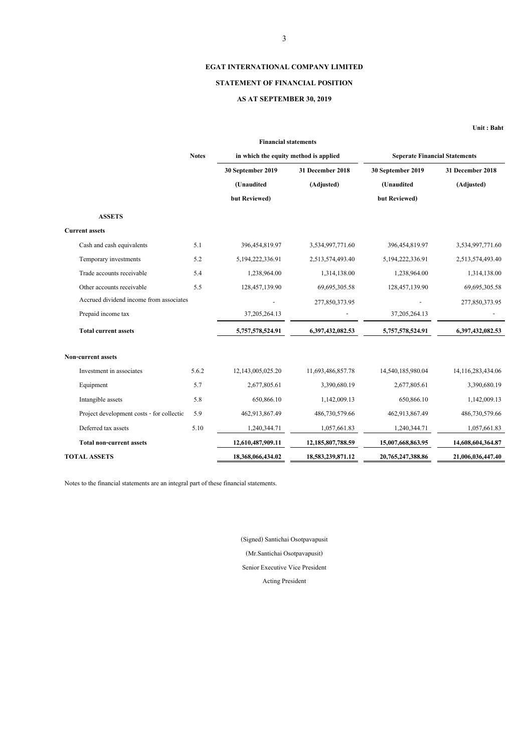# EGAT INTERNATIONAL COMPANY LIMITED

## STATEMENT OF FINANCIAL POSITION

### AS AT SEPTEMBER 30, 2019

**Unit : Baht**

| | Notes | Financial statements in which the equity method is applied | | Seperate Financial Statements | |
|---|---|---|---|---|---|
| | | 30 September 2019 (Unaudited but Reviewed) | 31 December 2018 (Adjusted) | 30 September 2019 (Unaudited but Reviewed) | 31 December 2018 (Adjusted) |
| **ASSETS** | | | | | |
| **Current assets** | | | | | |
| Cash and cash equivalents | 5.1 | 396,454,819.97 | 3,534,997,771.60 | 396,454,819.97 | 3,534,997,771.60 |
| Temporary investments | 5.2 | 5,194,222,336.91 | 2,513,574,493.40 | 5,194,222,336.91 | 2,513,574,493.40 |
| Trade accounts receivable | 5.4 | 1,238,964.00 | 1,314,138.00 | 1,238,964.00 | 1,314,138.00 |
| Other accounts receivable | 5.5 | 128,457,139.90 | 69,695,305.58 | 128,457,139.90 | 69,695,305.58 |
| Accrued dividend income from associates | | - | 277,850,373.95 | - | 277,850,373.95 |
| Prepaid income tax | | 37,205,264.13 | - | 37,205,264.13 | - |
| **Total current assets** | | **5,757,578,524.91** | **6,397,432,082.53** | **5,757,578,524.91** | **6,397,432,082.53** |
| **Non-current assets** | | | | | |
| Investment in associates | 5.6.2 | 12,143,005,025.20 | 11,693,486,857.78 | 14,540,185,980.04 | 14,116,283,434.06 |
| Equipment | 5.7 | 2,677,805.61 | 3,390,680.19 | 2,677,805.61 | 3,390,680.19 |
| Intangible assets | 5.8 | 650,866.10 | 1,142,009.13 | 650,866.10 | 1,142,009.13 |
| Project development costs - for collectio | 5.9 | 462,913,867.49 | 486,730,579.66 | 462,913,867.49 | 486,730,579.66 |
| Deferred tax assets | 5.10 | 1,240,344.71 | 1,057,661.83 | 1,240,344.71 | 1,057,661.83 |
| **Total non-current assets** | | **12,610,487,909.11** | **12,185,807,788.59** | **15,007,668,863.95** | **14,608,604,364.87** |
| **TOTAL ASSETS** | | **18,368,066,434.02** | **18,583,239,871.12** | **20,765,247,388.86** | **21,006,036,447.40** |

Notes to the financial statements are an integral part of these financial statements.

(Signed) Santichai Osotpavapusit

(Mr.Santichai Osotpavapusit)

Senior Executive Vice President

Acting President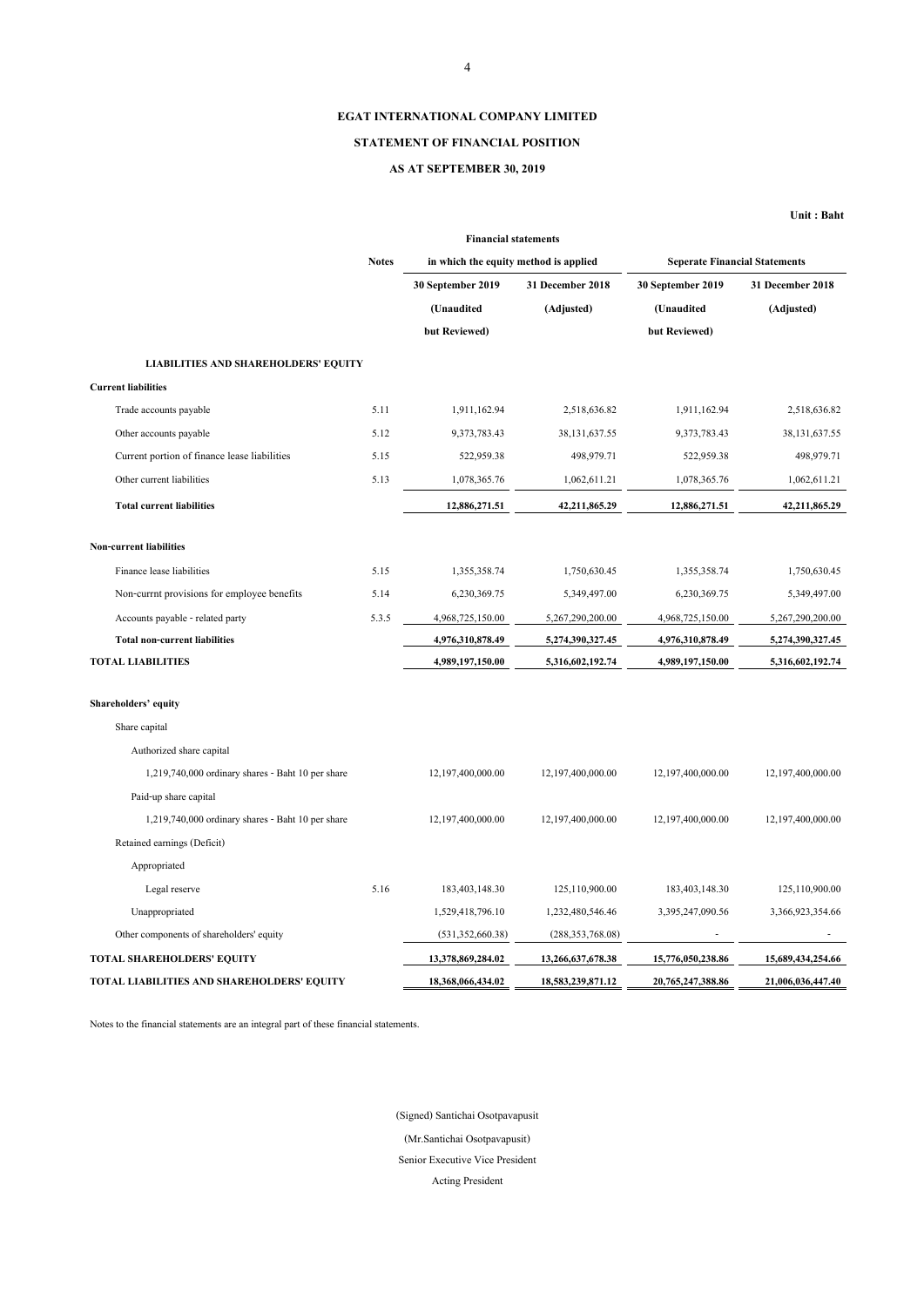**EGAT INTERNATIONAL COMPANY LIMITED**

**STATEMENT OF FINANCIAL POSITION**

**AS AT SEPTEMBER 30, 2019**

**Unit : Baht**

| | Notes | Financial statements in which the equity method is applied | | Seperate Financial Statements | |
|---|---|---|---|---|---|
| | | 30 September 2019 (Unaudited but Reviewed) | 31 December 2018 (Adjusted) | 30 September 2019 (Unaudited but Reviewed) | 31 December 2018 (Adjusted) |
| **LIABILITIES AND SHAREHOLDERS' EQUITY** | | | | | |
| **Current liabilities** | | | | | |
| Trade accounts payable | 5.11 | 1,911,162.94 | 2,518,636.82 | 1,911,162.94 | 2,518,636.82 |
| Other accounts payable | 5.12 | 9,373,783.43 | 38,131,637.55 | 9,373,783.43 | 38,131,637.55 |
| Current portion of finance lease liabilities | 5.15 | 522,959.38 | 498,979.71 | 522,959.38 | 498,979.71 |
| Other current liabilities | 5.13 | 1,078,365.76 | 1,062,611.21 | 1,078,365.76 | 1,062,611.21 |
| **Total current liabilities** | | **12,886,271.51** | **42,211,865.29** | **12,886,271.51** | **42,211,865.29** |
| **Non-current liabilities** | | | | | |
| Finance lease liabilities | 5.15 | 1,355,358.74 | 1,750,630.45 | 1,355,358.74 | 1,750,630.45 |
| Non-currnt provisions for employee benefits | 5.14 | 6,230,369.75 | 5,349,497.00 | 6,230,369.75 | 5,349,497.00 |
| Accounts payable - related party | 5.3.5 | 4,968,725,150.00 | 5,267,290,200.00 | 4,968,725,150.00 | 5,267,290,200.00 |
| **Total non-current liabilities** | | **4,976,310,878.49** | **5,274,390,327.45** | **4,976,310,878.49** | **5,274,390,327.45** |
| **TOTAL LIABILITIES** | | **4,989,197,150.00** | **5,316,602,192.74** | **4,989,197,150.00** | **5,316,602,192.74** |
| **Shareholders' equity** | | | | | |
| Share capital | | | | | |
| Authorized share capital | | | | | |
| 1,219,740,000 ordinary shares - Baht 10 per share | | 12,197,400,000.00 | 12,197,400,000.00 | 12,197,400,000.00 | 12,197,400,000.00 |
| Paid-up share capital | | | | | |
| 1,219,740,000 ordinary shares - Baht 10 per share | | 12,197,400,000.00 | 12,197,400,000.00 | 12,197,400,000.00 | 12,197,400,000.00 |
| Retained earnings (Deficit) | | | | | |
| Appropriated | | | | | |
| Legal reserve | 5.16 | 183,403,148.30 | 125,110,900.00 | 183,403,148.30 | 125,110,900.00 |
| Unappropriated | | 1,529,418,796.10 | 1,232,480,546.46 | 3,395,247,090.56 | 3,366,923,354.66 |
| Other components of shareholders' equity | | (531,352,660.38) | (288,353,768.08) | - | - |
| **TOTAL SHAREHOLDERS' EQUITY** | | **13,378,869,284.02** | **13,266,637,678.38** | **15,776,050,238.86** | **15,689,434,254.66** |
| **TOTAL LIABILITIES AND SHAREHOLDERS' EQUITY** | | **18,368,066,434.02** | **18,583,239,871.12** | **20,765,247,388.86** | **21,006,036,447.40** |

Notes to the financial statements are an integral part of these financial statements.

(Signed) Santichai Osotpavapusit

(Mr.Santichai Osotpavapusit)

Senior Executive Vice President

Acting President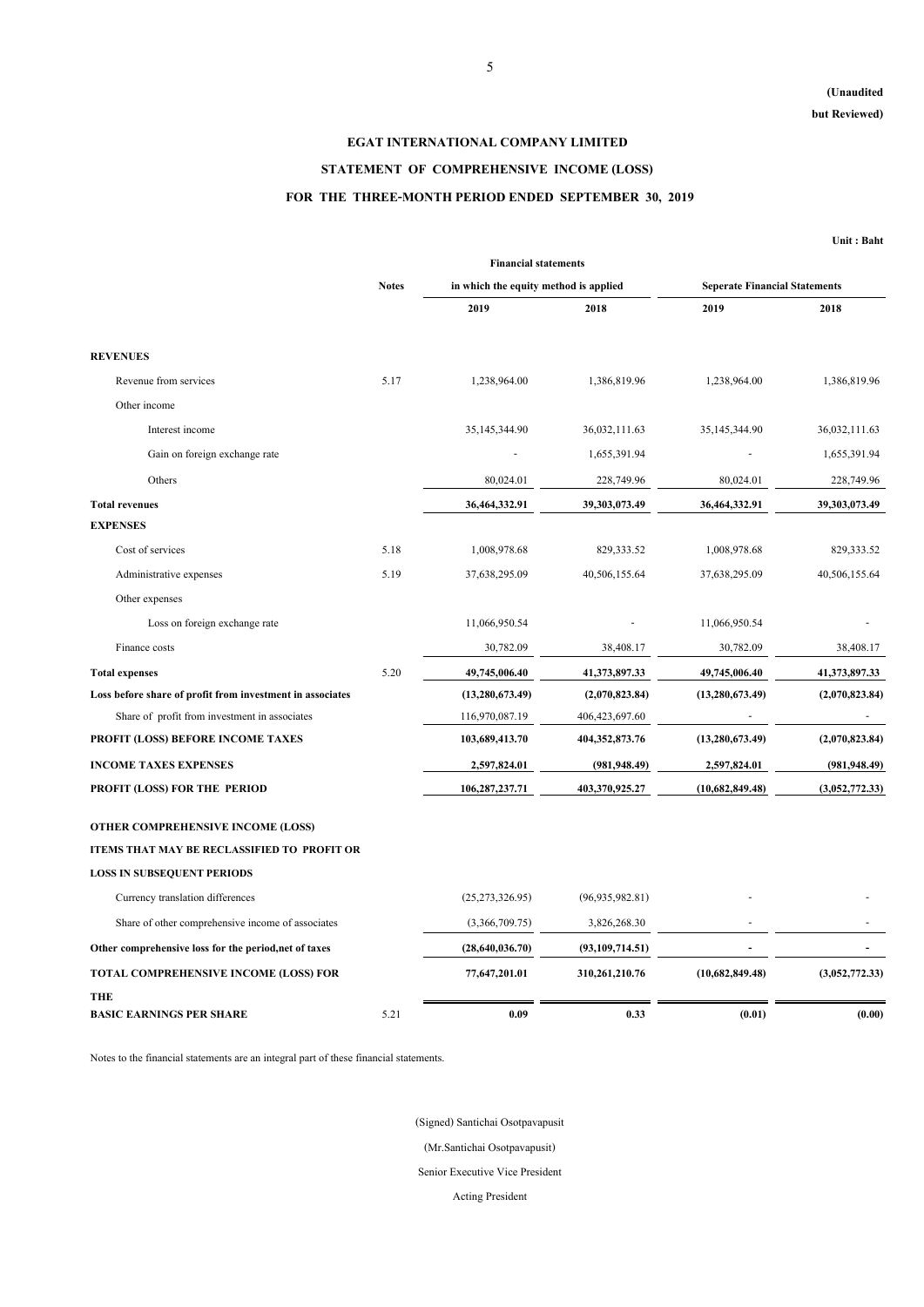(Unaudited but Reviewed)

# EGAT INTERNATIONAL COMPANY LIMITED

## STATEMENT OF COMPREHENSIVE INCOME (LOSS)

## FOR THE THREE-MONTH PERIOD ENDED SEPTEMBER 30, 2019

Unit : Baht

| | Notes | Financial statements in which the equity method is applied | | Seperate Financial Statements | |
|---|---|---|---|---|---|
| | | 2019 | 2018 | 2019 | 2018 |
| **REVENUES** | | | | | |
| Revenue from services | 5.17 | 1,238,964.00 | 1,386,819.96 | 1,238,964.00 | 1,386,819.96 |
| Other income | | | | | |
| Interest income | | 35,145,344.90 | 36,032,111.63 | 35,145,344.90 | 36,032,111.63 |
| Gain on foreign exchange rate | | - | 1,655,391.94 | - | 1,655,391.94 |
| Others | | 80,024.01 | 228,749.96 | 80,024.01 | 228,749.96 |
| **Total revenues** | | **36,464,332.91** | **39,303,073.49** | **36,464,332.91** | **39,303,073.49** |
| **EXPENSES** | | | | | |
| Cost of services | 5.18 | 1,008,978.68 | 829,333.52 | 1,008,978.68 | 829,333.52 |
| Administrative expenses | 5.19 | 37,638,295.09 | 40,506,155.64 | 37,638,295.09 | 40,506,155.64 |
| Other expenses | | | | | |
| Loss on foreign exchange rate | | 11,066,950.54 | - | 11,066,950.54 | - |
| Finance costs | | 30,782.09 | 38,408.17 | 30,782.09 | 38,408.17 |
| **Total expenses** | 5.20 | **49,745,006.40** | **41,373,897.33** | **49,745,006.40** | **41,373,897.33** |
| **Loss before share of profit from investment in associates** | | **(13,280,673.49)** | **(2,070,823.84)** | **(13,280,673.49)** | **(2,070,823.84)** |
| Share of profit from investment in associates | | 116,970,087.19 | 406,423,697.60 | - | - |
| **PROFIT (LOSS) BEFORE INCOME TAXES** | | **103,689,413.70** | **404,352,873.76** | **(13,280,673.49)** | **(2,070,823.84)** |
| **INCOME TAXES EXPENSES** | | **2,597,824.01** | **(981,948.49)** | **2,597,824.01** | **(981,948.49)** |
| **PROFIT (LOSS) FOR THE PERIOD** | | **106,287,237.71** | **403,370,925.27** | **(10,682,849.48)** | **(3,052,772.33)** |
| **OTHER COMPREHENSIVE INCOME (LOSS)** | | | | | |
| **ITEMS THAT MAY BE RECLASSIFIED TO PROFIT OR LOSS IN SUBSEQUENT PERIODS** | | | | | |
| Currency translation differences | | (25,273,326.95) | (96,935,982.81) | - | - |
| Share of other comprehensive income of associates | | (3,366,709.75) | 3,826,268.30 | - | - |
| **Other comprehensive loss for the period,net of taxes** | | **(28,640,036.70)** | **(93,109,714.51)** | **-** | **-** |
| **TOTAL COMPREHENSIVE INCOME (LOSS) FOR THE** | | **77,647,201.01** | **310,261,210.76** | **(10,682,849.48)** | **(3,052,772.33)** |
| **BASIC EARNINGS PER SHARE** | 5.21 | **0.09** | **0.33** | **(0.01)** | **(0.00)** |

Notes to the financial statements are an integral part of these financial statements.

(Signed) Santichai Osotpavapusit

(Mr.Santichai Osotpavapusit)

Senior Executive Vice President

Acting President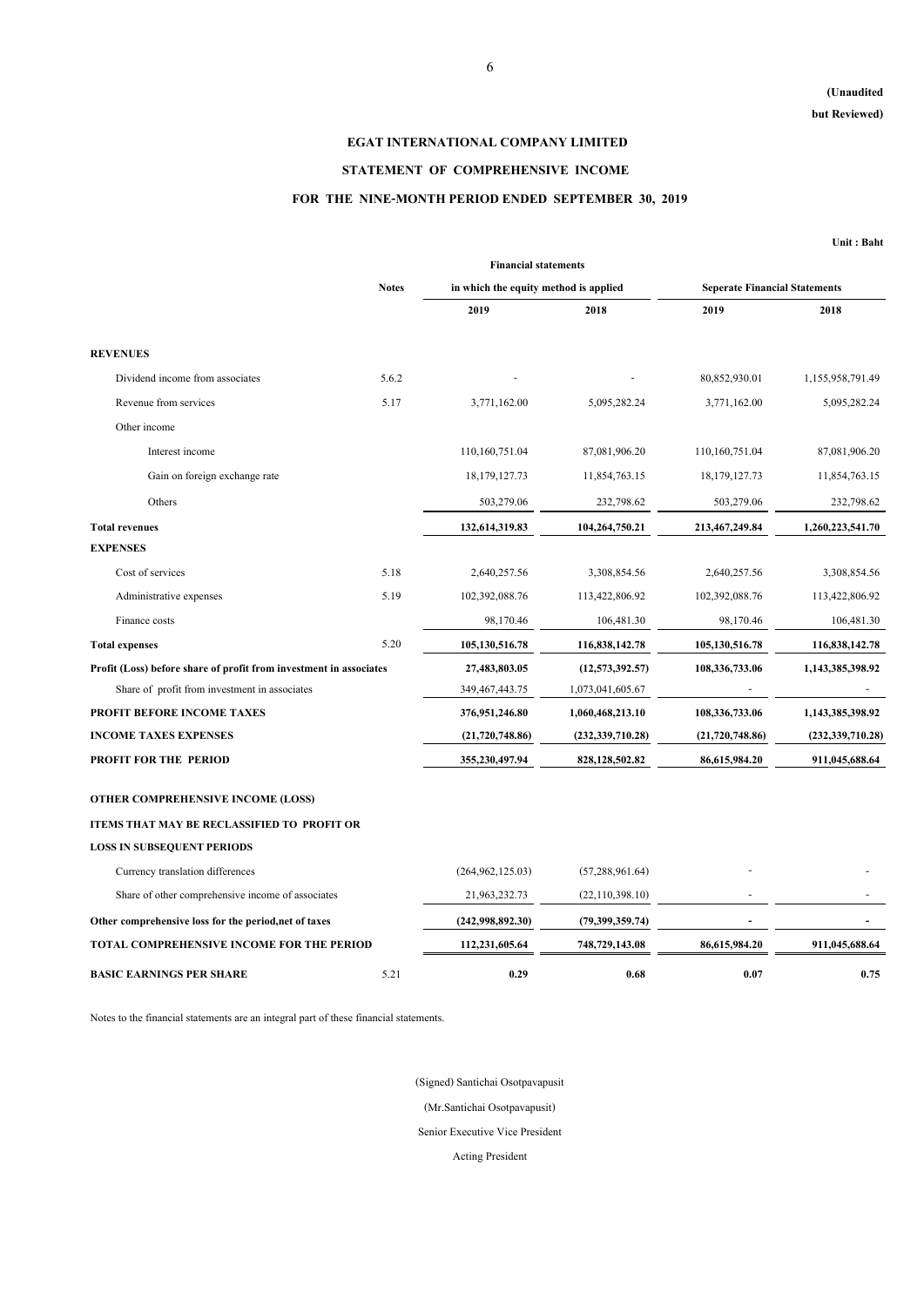(Unaudited
but Reviewed)

# EGAT INTERNATIONAL COMPANY LIMITED

## STATEMENT OF COMPREHENSIVE INCOME

### FOR THE NINE-MONTH PERIOD ENDED SEPTEMBER 30, 2019

Unit : Baht

| | Notes | Financial statements in which the equity method is applied | | Seperate Financial Statements | |
|---|---|---|---|---|---|
| | | 2019 | 2018 | 2019 | 2018 |
| **REVENUES** | | | | | |
| Dividend income from associates | 5.6.2 | - | - | 80,852,930.01 | 1,155,958,791.49 |
| Revenue from services | 5.17 | 3,771,162.00 | 5,095,282.24 | 3,771,162.00 | 5,095,282.24 |
| Other income | | | | | |
| Interest income | | 110,160,751.04 | 87,081,906.20 | 110,160,751.04 | 87,081,906.20 |
| Gain on foreign exchange rate | | 18,179,127.73 | 11,854,763.15 | 18,179,127.73 | 11,854,763.15 |
| Others | | 503,279.06 | 232,798.62 | 503,279.06 | 232,798.62 |
| **Total revenues** | | **132,614,319.83** | **104,264,750.21** | **213,467,249.84** | **1,260,223,541.70** |
| **EXPENSES** | | | | | |
| Cost of services | 5.18 | 2,640,257.56 | 3,308,854.56 | 2,640,257.56 | 3,308,854.56 |
| Administrative expenses | 5.19 | 102,392,088.76 | 113,422,806.92 | 102,392,088.76 | 113,422,806.92 |
| Finance costs | | 98,170.46 | 106,481.30 | 98,170.46 | 106,481.30 |
| **Total expenses** | 5.20 | **105,130,516.78** | **116,838,142.78** | **105,130,516.78** | **116,838,142.78** |
| **Profit (Loss) before share of profit from investment in associates** | | **27,483,803.05** | **(12,573,392.57)** | **108,336,733.06** | **1,143,385,398.92** |
| Share of profit from investment in associates | | 349,467,443.75 | 1,073,041,605.67 | - | - |
| **PROFIT BEFORE INCOME TAXES** | | **376,951,246.80** | **1,060,468,213.10** | **108,336,733.06** | **1,143,385,398.92** |
| **INCOME TAXES EXPENSES** | | **(21,720,748.86)** | **(232,339,710.28)** | **(21,720,748.86)** | **(232,339,710.28)** |
| **PROFIT FOR THE PERIOD** | | **355,230,497.94** | **828,128,502.82** | **86,615,984.20** | **911,045,688.64** |
| **OTHER COMPREHENSIVE INCOME (LOSS)** | | | | | |
| **ITEMS THAT MAY BE RECLASSIFIED TO PROFIT OR LOSS IN SUBSEQUENT PERIODS** | | | | | |
| Currency translation differences | | (264,962,125.03) | (57,288,961.64) | - | - |
| Share of other comprehensive income of associates | | 21,963,232.73 | (22,110,398.10) | - | - |
| **Other comprehensive loss for the period,net of taxes** | | **(242,998,892.30)** | **(79,399,359.74)** | **-** | **-** |
| **TOTAL COMPREHENSIVE INCOME FOR THE PERIOD** | | **112,231,605.64** | **748,729,143.08** | **86,615,984.20** | **911,045,688.64** |
| **BASIC EARNINGS PER SHARE** | 5.21 | **0.29** | **0.68** | **0.07** | **0.75** |

Notes to the financial statements are an integral part of these financial statements.

(Signed) Santichai Osotpavapusit

(Mr.Santichai Osotpavapusit)

Senior Executive Vice President

Acting President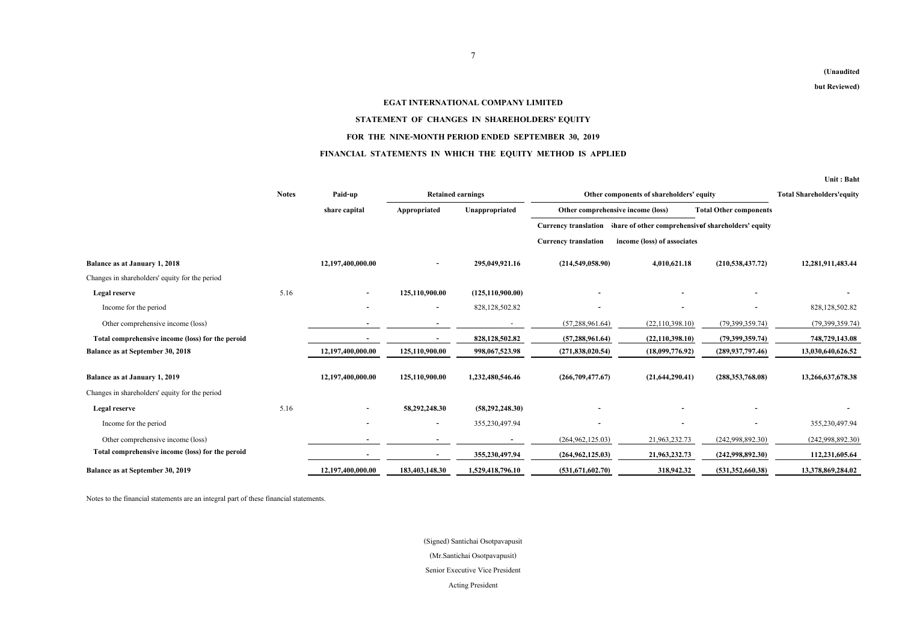**(Unaudited**

**but Reviewed)**

**EGAT INTERNATIONAL COMPANY LIMITED**

**STATEMENT OF CHANGES IN SHAREHOLDERS' EQUITY**

**FOR THE NINE-MONTH PERIOD ENDED SEPTEMBER 30, 2019**

**FINANCIAL STATEMENTS IN WHICH THE EQUITY METHOD IS APPLIED**

**Unit : Baht**

| | Notes | Paid-up share capital | Retained earnings | | Other components of shareholders' equity | | | Total Shareholders'equity |
|---|---|---|---|---|---|---|---|---|
| | | | Appropriated | Unappropriated | Other comprehensive income (loss) | | Total Other components | |
| | | | | | Currency translation | Share of other comprehensive income (loss) of associates | of shareholders' equity | |
| | | | | | Currency translation | | | |
| **Balance as at January 1, 2018** | | **12,197,400,000.00** | **-** | **295,049,921.16** | **(214,549,058.90)** | **4,010,621.18** | **(210,538,437.72)** | **12,281,911,483.44** |
| Changes in shareholders' equity for the period | | | | | | | | |
| **Legal reserve** | 5.16 | - | 125,110,900.00 | (125,110,900.00) | - | - | - | - |
| Income for the period | | - | - | 828,128,502.82 | - | - | - | 828,128,502.82 |
| Other comprehensive income (loss) | | - | - | - | (57,288,961.64) | (22,110,398.10) | (79,399,359.74) | (79,399,359.74) |
| **Total comprehensive income (loss) for the peroid** | | **-** | **-** | **828,128,502.82** | **(57,288,961.64)** | **(22,110,398.10)** | **(79,399,359.74)** | **748,729,143.08** |
| **Balance as at September 30, 2018** | | **12,197,400,000.00** | **125,110,900.00** | **998,067,523.98** | **(271,838,020.54)** | **(18,099,776.92)** | **(289,937,797.46)** | **13,030,640,626.52** |
| **Balance as at January 1, 2019** | | **12,197,400,000.00** | **125,110,900.00** | **1,232,480,546.46** | **(266,709,477.67)** | **(21,644,290.41)** | **(288,353,768.08)** | **13,266,637,678.38** |
| Changes in shareholders' equity for the period | | | | | | | | |
| **Legal reserve** | 5.16 | - | 58,292,248.30 | (58,292,248.30) | - | - | - | - |
| Income for the period | | - | - | 355,230,497.94 | - | - | - | 355,230,497.94 |
| Other comprehensive income (loss) | | - | - | - | (264,962,125.03) | 21,963,232.73 | (242,998,892.30) | (242,998,892.30) |
| **Total comprehensive income (loss) for the peroid** | | **-** | **-** | **355,230,497.94** | **(264,962,125.03)** | **21,963,232.73** | **(242,998,892.30)** | **112,231,605.64** |
| **Balance as at September 30, 2019** | | **12,197,400,000.00** | **183,403,148.30** | **1,529,418,796.10** | **(531,671,602.70)** | **318,942.32** | **(531,352,660.38)** | **13,378,869,284.02** |

Notes to the financial statements are an integral part of these financial statements.

(Signed) Santichai Osotpavapusit

(Mr.Santichai Osotpavapusit)

Senior Executive Vice President

Acting President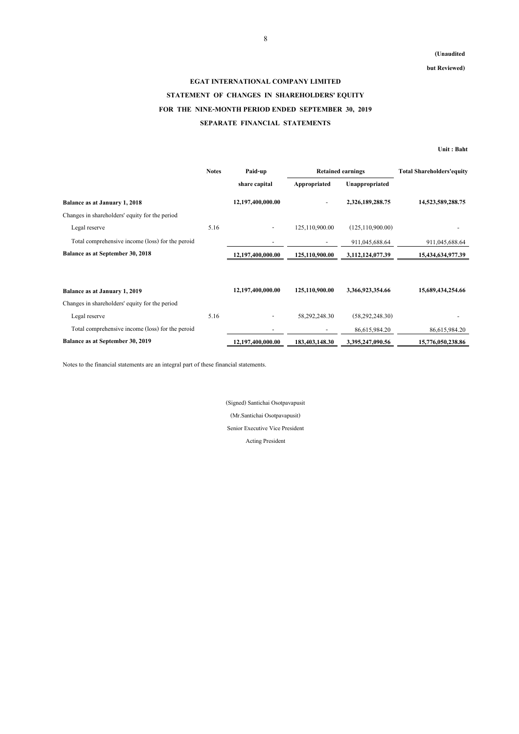**(Unaudited**

**but Reviewed)**

# EGAT INTERNATIONAL COMPANY LIMITED

## STATEMENT OF CHANGES IN SHAREHOLDERS' EQUITY

## FOR THE NINE-MONTH PERIOD ENDED SEPTEMBER 30, 2019

## SEPARATE FINANCIAL STATEMENTS

**Unit : Baht**

| | Notes | Paid-up | Retained earnings | | Total Shareholders'equity |
|---|---|---|---|---|---|
| | | share capital | Appropriated | Unappropriated | |
| **Balance as at January 1, 2018** | | **12,197,400,000.00** | - | **2,326,189,288.75** | **14,523,589,288.75** |
| Changes in shareholders' equity for the period | | | | | |
| Legal reserve | 5.16 | - | 125,110,900.00 | (125,110,900.00) | - |
| Total comprehensive income (loss) for the peroid | | - | - | 911,045,688.64 | 911,045,688.64 |
| **Balance as at September 30, 2018** | | **12,197,400,000.00** | **125,110,900.00** | **3,112,124,077.39** | **15,434,634,977.39** |
| | | | | | |
| **Balance as at January 1, 2019** | | **12,197,400,000.00** | **125,110,900.00** | **3,366,923,354.66** | **15,689,434,254.66** |
| Changes in shareholders' equity for the period | | | | | |
| Legal reserve | 5.16 | - | 58,292,248.30 | (58,292,248.30) | - |
| Total comprehensive income (loss) for the peroid | | - | - | 86,615,984.20 | 86,615,984.20 |
| **Balance as at September 30, 2019** | | **12,197,400,000.00** | **183,403,148.30** | **3,395,247,090.56** | **15,776,050,238.86** |

Notes to the financial statements are an integral part of these financial statements.

(Signed) Santichai Osotpavapusit

(Mr.Santichai Osotpavapusit)

Senior Executive Vice President

Acting President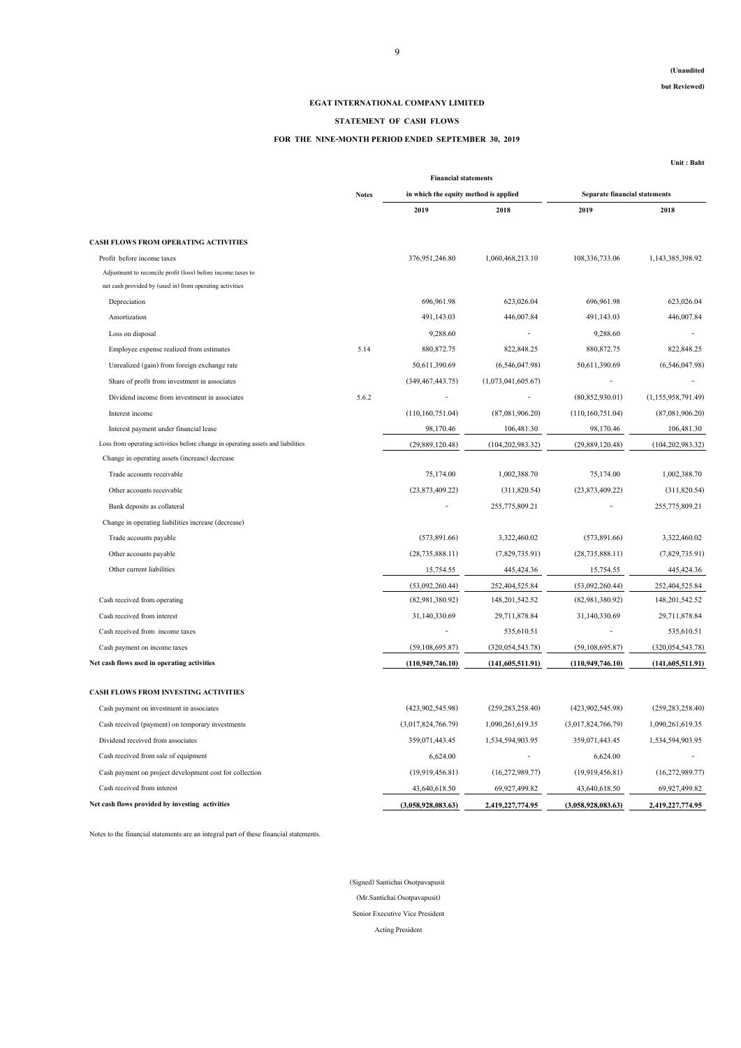(Unaudited

but Reviewed)

**EGAT INTERNATIONAL COMPANY LIMITED**

**STATEMENT OF CASH FLOWS**

**FOR THE NINE-MONTH PERIOD ENDED SEPTEMBER 30, 2019**

Unit : Baht

| | Notes | Financial statements in which the equity method is applied | | Separate financial statements | |
|---|---|---|---|---|---|
| | | 2019 | 2018 | 2019 | 2018 |
| **CASH FLOWS FROM OPERATING ACTIVITIES** | | | | | |
| Profit before income taxes | | 376,951,246.80 | 1,060,468,213.10 | 108,336,733.06 | 1,143,385,398.92 |
| Adjustment to reconcile profit (loss) before income taxes to net cash provided by (used in) from operating activities | | | | | |
| Depreciation | | 696,961.98 | 623,026.04 | 696,961.98 | 623,026.04 |
| Amortization | | 491,143.03 | 446,007.84 | 491,143.03 | 446,007.84 |
| Loss on disposal | | 9,288.60 | - | 9,288.60 | - |
| Employee expense realized from estimates | 5.14 | 880,872.75 | 822,848.25 | 880,872.75 | 822,848.25 |
| Unrealized (gain) from foreign exchange rate | | 50,611,390.69 | (6,546,047.98) | 50,611,390.69 | (6,546,047.98) |
| Share of profit from investment in associates | | (349,467,443.75) | (1,073,041,605.67) | - | - |
| Dividend income from investment in associates | 5.6.2 | - | - | (80,852,930.01) | (1,155,958,791.49) |
| Interest income | | (110,160,751.04) | (87,081,906.20) | (110,160,751.04) | (87,081,906.20) |
| Interest payment under financial lease | | 98,170.46 | 106,481.30 | 98,170.46 | 106,481.30 |
| Loss from operating activities before change in operating assets and liabilities | | (29,889,120.48) | (104,202,983.32) | (29,889,120.48) | (104,202,983.32) |
| Change in operating assets (increase) decrease | | | | | |
| Trade accounts receivable | | 75,174.00 | 1,002,388.70 | 75,174.00 | 1,002,388.70 |
| Other accounts receivable | | (23,873,409.22) | (311,820.54) | (23,873,409.22) | (311,820.54) |
| Bank deposits as collateral | | - | 255,775,809.21 | - | 255,775,809.21 |
| Change in operating liabilities increase (decrease) | | | | | |
| Trade accounts payable | | (573,891.66) | 3,322,460.02 | (573,891.66) | 3,322,460.02 |
| Other accounts payable | | (28,735,888.11) | (7,829,735.91) | (28,735,888.11) | (7,829,735.91) |
| Other current liabilities | | 15,754.55 | 445,424.36 | 15,754.55 | 445,424.36 |
| | | (53,092,260.44) | 252,404,525.84 | (53,092,260.44) | 252,404,525.84 |
| Cash received from operating | | (82,981,380.92) | 148,201,542.52 | (82,981,380.92) | 148,201,542.52 |
| Cash received from interest | | 31,140,330.69 | 29,711,878.84 | 31,140,330.69 | 29,711,878.84 |
| Cash received from income taxes | | - | 535,610.51 | - | 535,610.51 |
| Cash payment on income taxes | | (59,108,695.87) | (320,054,543.78) | (59,108,695.87) | (320,054,543.78) |
| **Net cash flows used in operating activities** | | **(110,949,746.10)** | **(141,605,511.91)** | **(110,949,746.10)** | **(141,605,511.91)** |
| **CASH FLOWS FROM INVESTING ACTIVITIES** | | | | | |
| Cash payment on investment in associates | | (423,902,545.98) | (259,283,258.40) | (423,902,545.98) | (259,283,258.40) |
| Cash received (payment) on temporary investments | | (3,017,824,766.79) | 1,090,261,619.35 | (3,017,824,766.79) | 1,090,261,619.35 |
| Dividend received from associates | | 359,071,443.45 | 1,534,594,903.95 | 359,071,443.45 | 1,534,594,903.95 |
| Cash received from sale of equipment | | 6,624.00 | - | 6,624.00 | - |
| Cash payment on project development cost for collection | | (19,919,456.81) | (16,272,989.77) | (19,919,456.81) | (16,272,989.77) |
| Cash received from interest | | 43,640,618.50 | 69,927,499.82 | 43,640,618.50 | 69,927,499.82 |
| **Net cash flows provided by investing activities** | | **(3,058,928,083.63)** | **2,419,227,774.95** | **(3,058,928,083.63)** | **2,419,227,774.95** |

Notes to the financial statements are an integral part of these financial statements.

(Signed) Santichai Osotpavapusit

(Mr.Santichai Osotpavapusit)

Senior Executive Vice President

Acting President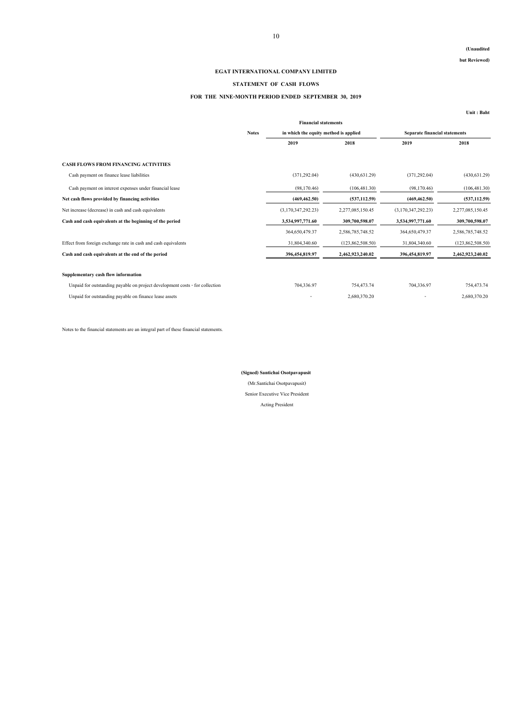**(Unaudited but Reviewed)**

**EGAT INTERNATIONAL COMPANY LIMITED**

**STATEMENT OF CASH FLOWS**

**FOR THE NINE-MONTH PERIOD ENDED SEPTEMBER 30, 2019**

**Unit : Baht**

| | Notes | Financial statements in which the equity method is applied | | Separate financial statements | |
|---|---|---|---|---|---|
| | | 2019 | 2018 | 2019 | 2018 |
| **CASH FLOWS FROM FINANCING ACTIVITIES** | | | | | |
| Cash payment on finance lease liabilities | | (371,292.04) | (430,631.29) | (371,292.04) | (430,631.29) |
| Cash payment on interest expenses under financial lease | | (98,170.46) | (106,481.30) | (98,170.46) | (106,481.30) |
| **Net cash flows provided by financing activities** | | **(469,462.50)** | **(537,112.59)** | **(469,462.50)** | **(537,112.59)** |
| Net increase (decrease) in cash and cash equivalents | | (3,170,347,292.23) | 2,277,085,150.45 | (3,170,347,292.23) | 2,277,085,150.45 |
| **Cash and cash equivalents at the beginning of the period** | | **3,534,997,771.60** | **309,700,598.07** | **3,534,997,771.60** | **309,700,598.07** |
| | | 364,650,479.37 | 2,586,785,748.52 | 364,650,479.37 | 2,586,785,748.52 |
| Effect from foreign exchange rate in cash and cash equivalents | | 31,804,340.60 | (123,862,508.50) | 31,804,340.60 | (123,862,508.50) |
| **Cash and cash equivalents at the end of the period** | | **396,454,819.97** | **2,462,923,240.02** | **396,454,819.97** | **2,462,923,240.02** |
| | | | | | |
| **Supplementary cash flow information** | | | | | |
| Unpaid for outstanding payable on project development costs - for collection | | 704,336.97 | 754,473.74 | 704,336.97 | 754,473.74 |
| Unpaid for outstanding payable on finance lease assets | | - | 2,680,370.20 | - | 2,680,370.20 |

Notes to the financial statements are an integral part of these financial statements.

**(Signed) Santichai Osotpavapusit**

(Mr.Santichai Osotpavapusit)

Senior Executive Vice President

Acting President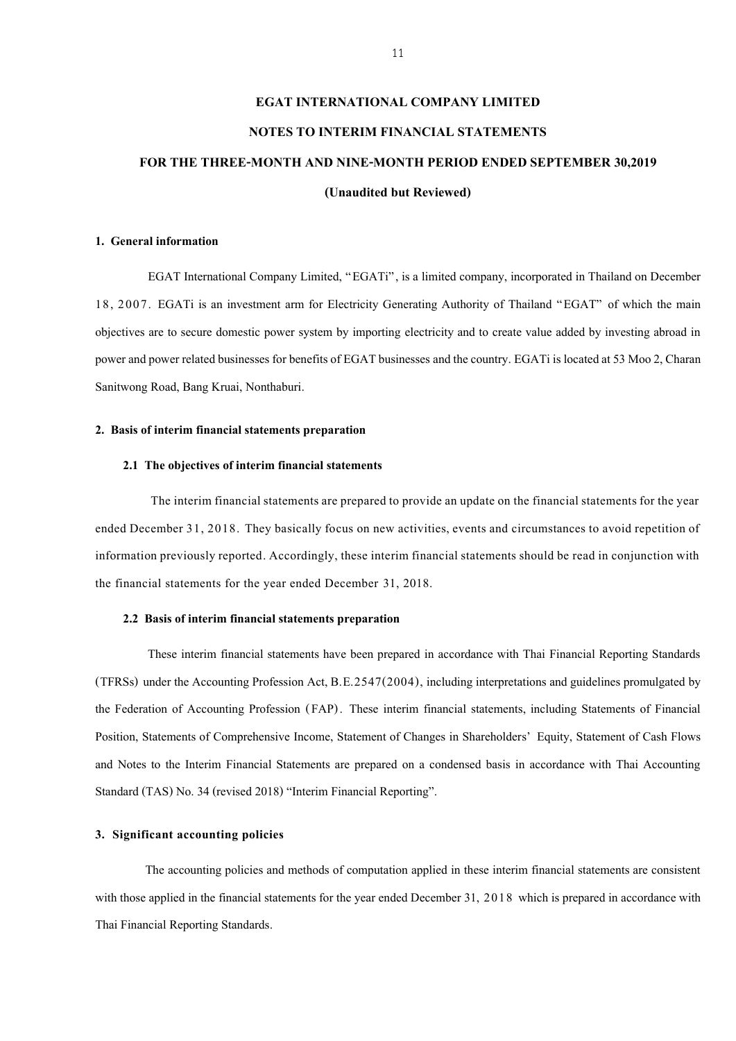**EGAT INTERNATIONAL COMPANY LIMITED**

**NOTES TO INTERIM FINANCIAL STATEMENTS**

**FOR THE THREE-MONTH AND NINE-MONTH PERIOD ENDED SEPTEMBER 30,2019**

**(Unaudited but Reviewed)**

## 1. General information

EGAT International Company Limited, "EGATi", is a limited company, incorporated in Thailand on December 18, 2007. EGATi is an investment arm for Electricity Generating Authority of Thailand "EGAT" of which the main objectives are to secure domestic power system by importing electricity and to create value added by investing abroad in power and power related businesses for benefits of EGAT businesses and the country. EGATi is located at 53 Moo 2, Charan Sanitwong Road, Bang Kruai, Nonthaburi.

## 2. Basis of interim financial statements preparation

### 2.1 The objectives of interim financial statements

The interim financial statements are prepared to provide an update on the financial statements for the year ended December 31, 2018. They basically focus on new activities, events and circumstances to avoid repetition of information previously reported. Accordingly, these interim financial statements should be read in conjunction with the financial statements for the year ended December 31, 2018.

### 2.2 Basis of interim financial statements preparation

These interim financial statements have been prepared in accordance with Thai Financial Reporting Standards (TFRSs) under the Accounting Profession Act, B.E.2547(2004), including interpretations and guidelines promulgated by the Federation of Accounting Profession (FAP). These interim financial statements, including Statements of Financial Position, Statements of Comprehensive Income, Statement of Changes in Shareholders' Equity, Statement of Cash Flows and Notes to the Interim Financial Statements are prepared on a condensed basis in accordance with Thai Accounting Standard (TAS) No. 34 (revised 2018) "Interim Financial Reporting".

## 3. Significant accounting policies

The accounting policies and methods of computation applied in these interim financial statements are consistent with those applied in the financial statements for the year ended December 31, 2018 which is prepared in accordance with Thai Financial Reporting Standards.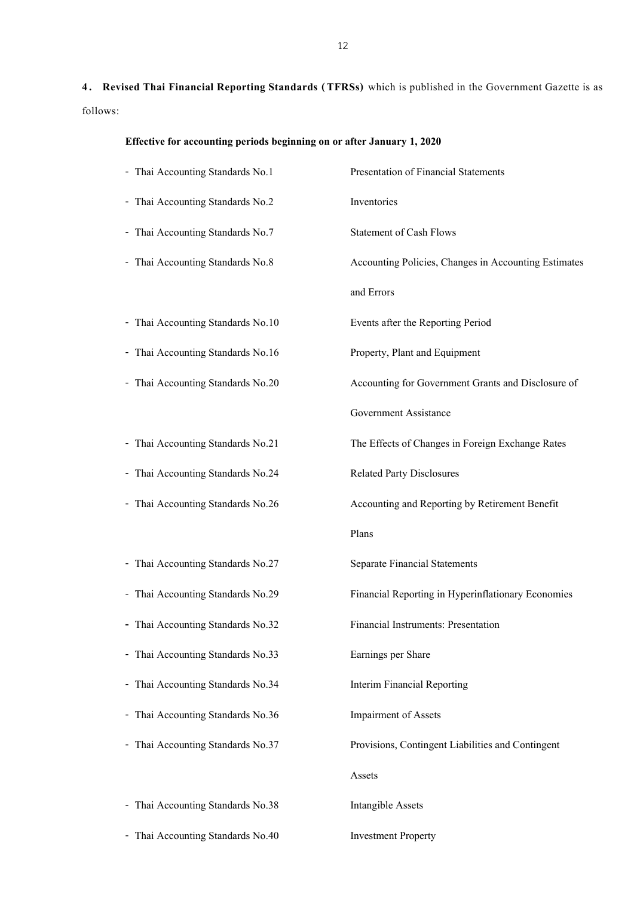**4. Revised Thai Financial Reporting Standards (TFRSs)** which is published in the Government Gazette is as follows:

**Effective for accounting periods beginning on or after January 1, 2020**

| | |
|---|---|
| - Thai Accounting Standards No.1 | Presentation of Financial Statements |
| - Thai Accounting Standards No.2 | Inventories |
| - Thai Accounting Standards No.7 | Statement of Cash Flows |
| - Thai Accounting Standards No.8 | Accounting Policies, Changes in Accounting Estimates and Errors |
| - Thai Accounting Standards No.10 | Events after the Reporting Period |
| - Thai Accounting Standards No.16 | Property, Plant and Equipment |
| - Thai Accounting Standards No.20 | Accounting for Government Grants and Disclosure of Government Assistance |
| - Thai Accounting Standards No.21 | The Effects of Changes in Foreign Exchange Rates |
| - Thai Accounting Standards No.24 | Related Party Disclosures |
| - Thai Accounting Standards No.26 | Accounting and Reporting by Retirement Benefit Plans |
| - Thai Accounting Standards No.27 | Separate Financial Statements |
| - Thai Accounting Standards No.29 | Financial Reporting in Hyperinflationary Economies |
| - Thai Accounting Standards No.32 | Financial Instruments: Presentation |
| - Thai Accounting Standards No.33 | Earnings per Share |
| - Thai Accounting Standards No.34 | Interim Financial Reporting |
| - Thai Accounting Standards No.36 | Impairment of Assets |
| - Thai Accounting Standards No.37 | Provisions, Contingent Liabilities and Contingent Assets |
| - Thai Accounting Standards No.38 | Intangible Assets |
| - Thai Accounting Standards No.40 | Investment Property |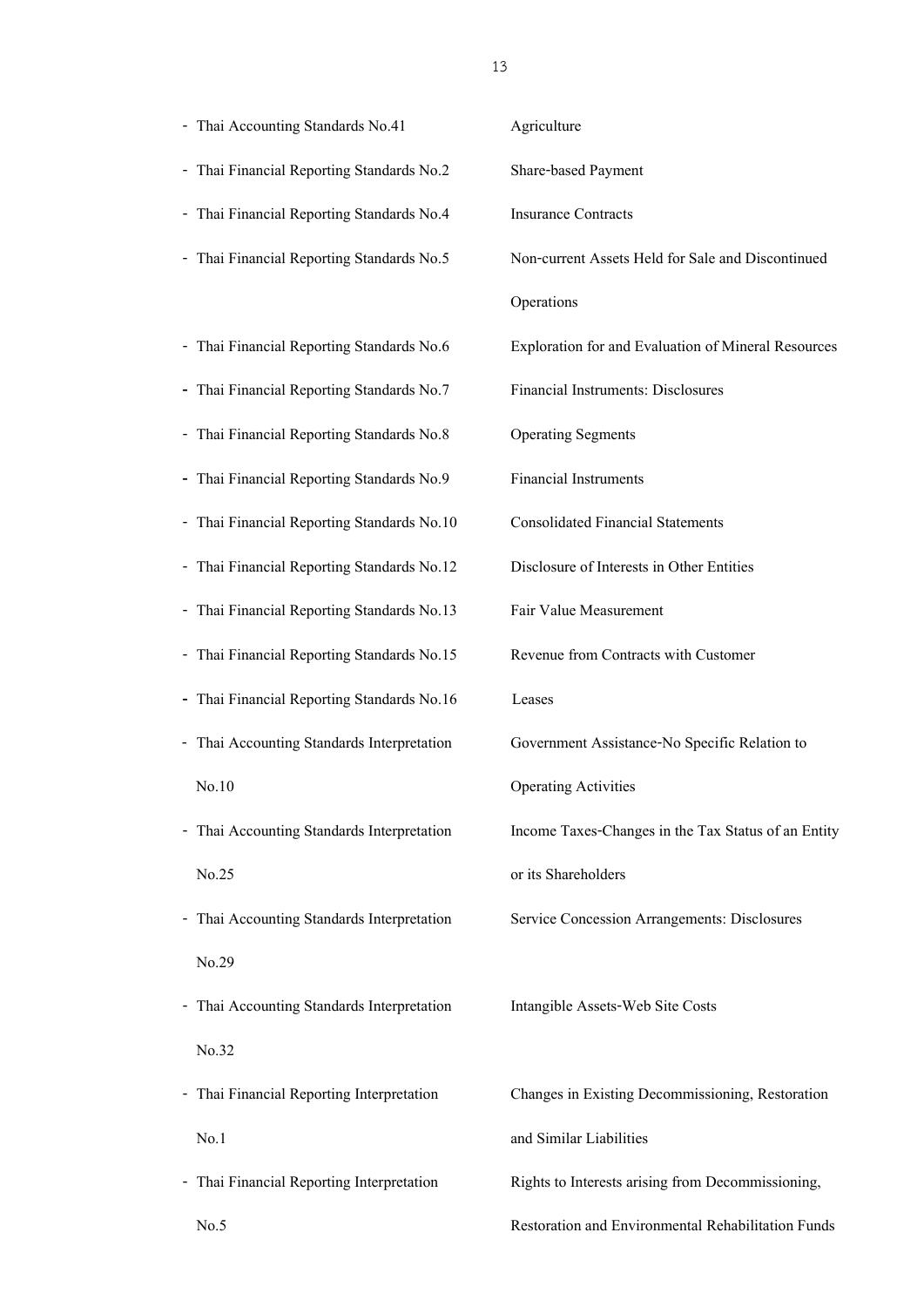- Thai Accounting Standards No.41 — Agriculture
- Thai Financial Reporting Standards No.2 — Share-based Payment
- Thai Financial Reporting Standards No.4 — Insurance Contracts
- Thai Financial Reporting Standards No.5 — Non-current Assets Held for Sale and Discontinued Operations
- Thai Financial Reporting Standards No.6 — Exploration for and Evaluation of Mineral Resources
- Thai Financial Reporting Standards No.7 — Financial Instruments: Disclosures
- Thai Financial Reporting Standards No.8 — Operating Segments
- Thai Financial Reporting Standards No.9 — Financial Instruments
- Thai Financial Reporting Standards No.10 — Consolidated Financial Statements
- Thai Financial Reporting Standards No.12 — Disclosure of Interests in Other Entities
- Thai Financial Reporting Standards No.13 — Fair Value Measurement
- Thai Financial Reporting Standards No.15 — Revenue from Contracts with Customer
- Thai Financial Reporting Standards No.16 — Leases
- Thai Accounting Standards Interpretation No.10 — Government Assistance-No Specific Relation to Operating Activities
- Thai Accounting Standards Interpretation No.25 — Income Taxes-Changes in the Tax Status of an Entity or its Shareholders
- Thai Accounting Standards Interpretation No.29 — Service Concession Arrangements: Disclosures
- Thai Accounting Standards Interpretation No.32 — Intangible Assets-Web Site Costs
- Thai Financial Reporting Interpretation No.1 — Changes in Existing Decommissioning, Restoration and Similar Liabilities
- Thai Financial Reporting Interpretation No.5 — Rights to Interests arising from Decommissioning, Restoration and Environmental Rehabilitation Funds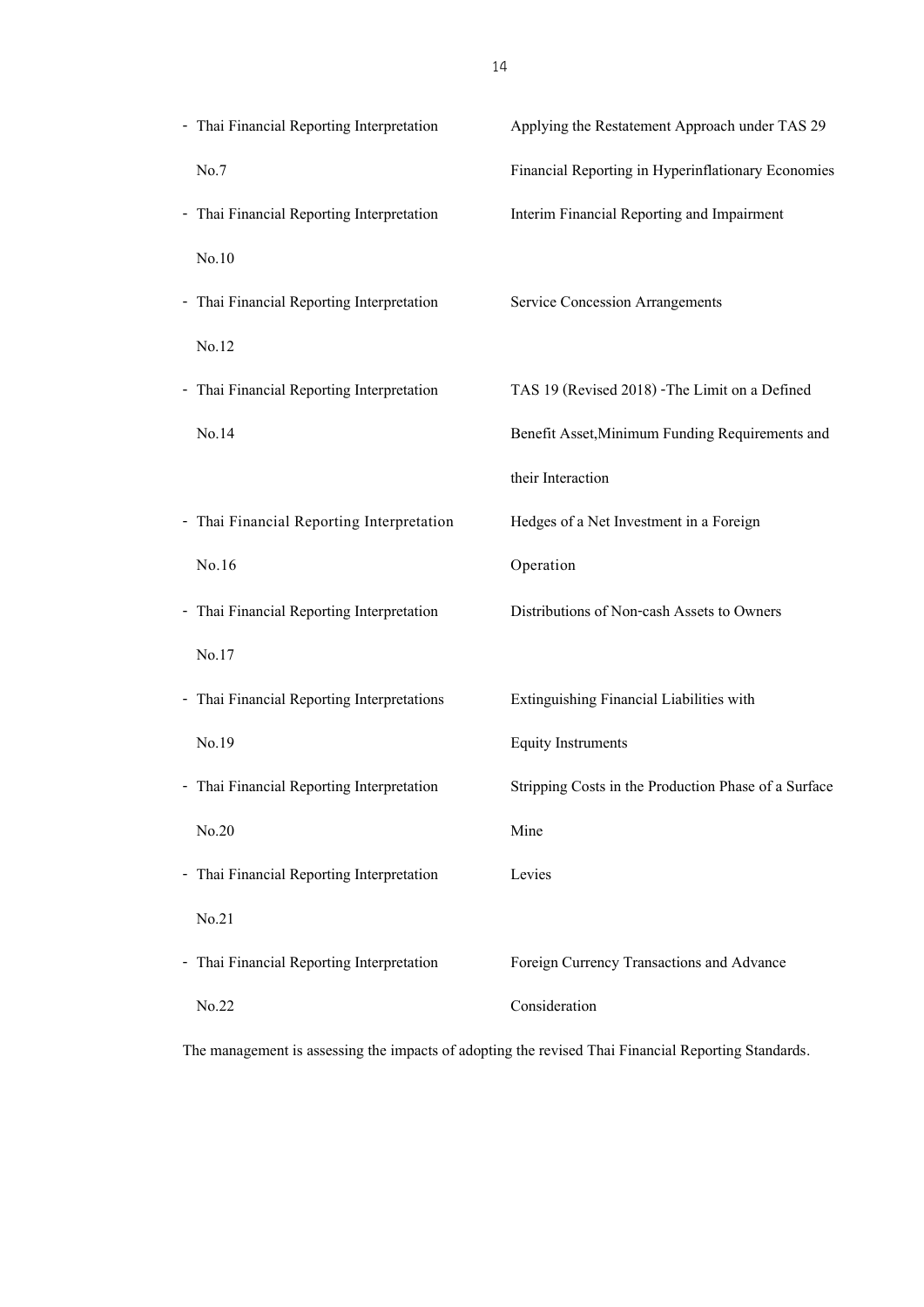- Thai Financial Reporting Interpretation No.7 — Applying the Restatement Approach under TAS 29 Financial Reporting in Hyperinflationary Economies
- Thai Financial Reporting Interpretation No.10 — Interim Financial Reporting and Impairment
- Thai Financial Reporting Interpretation No.12 — Service Concession Arrangements
- Thai Financial Reporting Interpretation No.14 — TAS 19 (Revised 2018) -The Limit on a Defined Benefit Asset,Minimum Funding Requirements and their Interaction
- Thai Financial Reporting Interpretation No.16 — Hedges of a Net Investment in a Foreign Operation
- Thai Financial Reporting Interpretation No.17 — Distributions of Non-cash Assets to Owners
- Thai Financial Reporting Interpretations No.19 — Extinguishing Financial Liabilities with Equity Instruments
- Thai Financial Reporting Interpretation No.20 — Stripping Costs in the Production Phase of a Surface Mine
- Thai Financial Reporting Interpretation No.21 — Levies
- Thai Financial Reporting Interpretation No.22 — Foreign Currency Transactions and Advance Consideration

The management is assessing the impacts of adopting the revised Thai Financial Reporting Standards.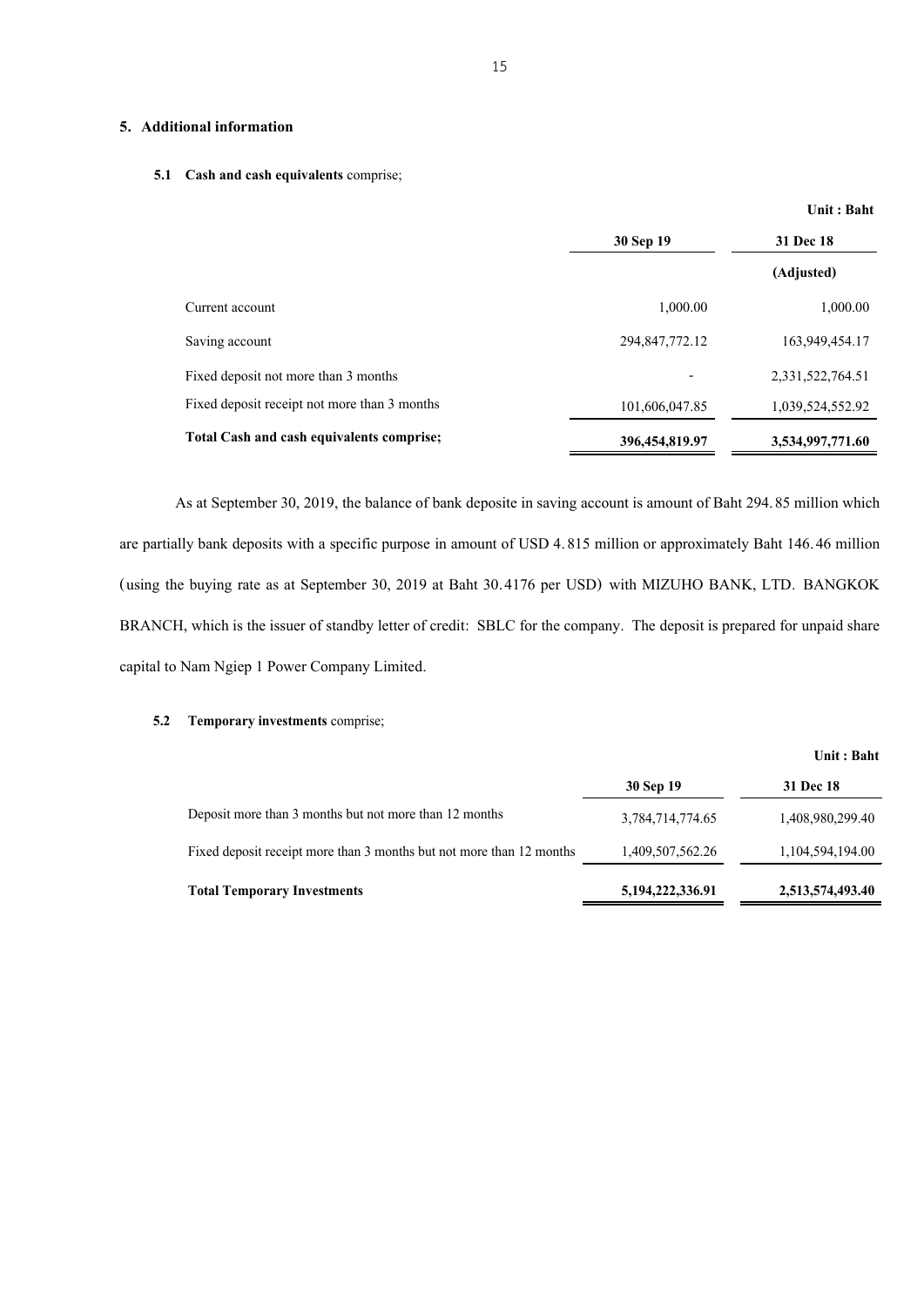## 5. Additional information

**5.1 Cash and cash equivalents** comprise;

| | 30 Sep 19 | 31 Dec 18 |
|---|---|---|
| | | Unit : Baht |
| | | **(Adjusted)** |
| Current account | 1,000.00 | 1,000.00 |
| Saving account | 294,847,772.12 | 163,949,454.17 |
| Fixed deposit not more than 3 months | - | 2,331,522,764.51 |
| Fixed deposit receipt not more than 3 months | 101,606,047.85 | 1,039,524,552.92 |
| **Total Cash and cash equivalents comprise;** | **396,454,819.97** | **3,534,997,771.60** |

As at September 30, 2019, the balance of bank deposite in saving account is amount of Baht 294.85 million which are partially bank deposits with a specific purpose in amount of USD 4.815 million or approximately Baht 146.46 million (using the buying rate as at September 30, 2019 at Baht 30.4176 per USD) with MIZUHO BANK, LTD. BANGKOK BRANCH, which is the issuer of standby letter of credit: SBLC for the company. The deposit is prepared for unpaid share capital to Nam Ngiep 1 Power Company Limited.

**5.2 Temporary investments** comprise;

| | 30 Sep 19 | 31 Dec 18 |
|---|---|---|
| | | Unit : Baht |
| Deposit more than 3 months but not more than 12 months | 3,784,714,774.65 | 1,408,980,299.40 |
| Fixed deposit receipt more than 3 months but not more than 12 months | 1,409,507,562.26 | 1,104,594,194.00 |
| **Total Temporary Investments** | **5,194,222,336.91** | **2,513,574,493.40** |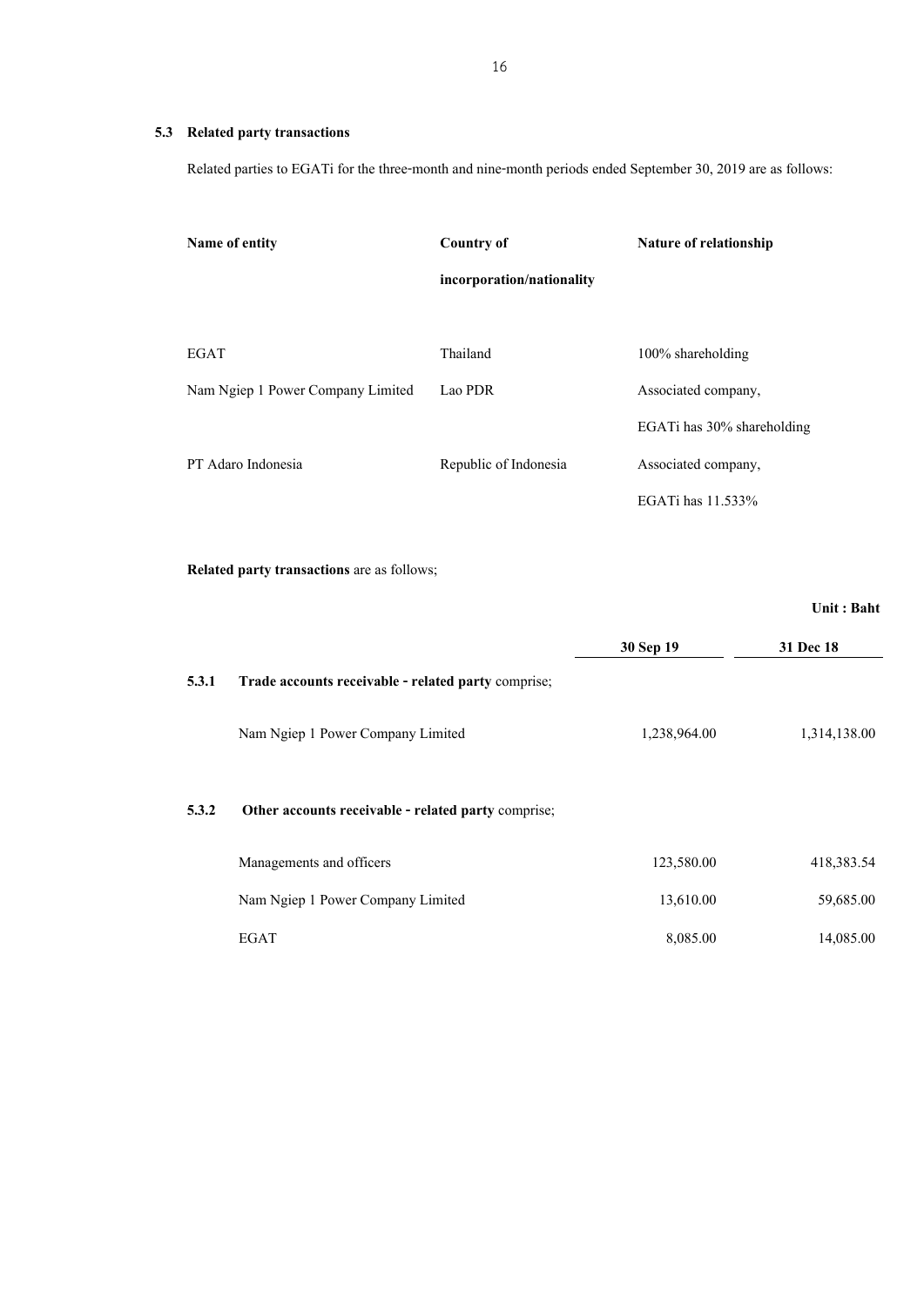### 5.3 Related party transactions

Related parties to EGATi for the three-month and nine-month periods ended September 30, 2019 are as follows:

| Name of entity | Country of incorporation/nationality | Nature of relationship |
|---|---|---|
| EGAT | Thailand | 100% shareholding |
| Nam Ngiep 1 Power Company Limited | Lao PDR | Associated company, EGATi has 30% shareholding |
| PT Adaro Indonesia | Republic of Indonesia | Associated company, EGATi has 11.533% |

**Related party transactions** are as follows;

**Unit : Baht**

| | | 30 Sep 19 | 31 Dec 18 |
|---|---|---|---|
| **5.3.1** | **Trade accounts receivable - related party** comprise; | | |
| | Nam Ngiep 1 Power Company Limited | 1,238,964.00 | 1,314,138.00 |
| **5.3.2** | **Other accounts receivable - related party** comprise; | | |
| | Managements and officers | 123,580.00 | 418,383.54 |
| | Nam Ngiep 1 Power Company Limited | 13,610.00 | 59,685.00 |
| | EGAT | 8,085.00 | 14,085.00 |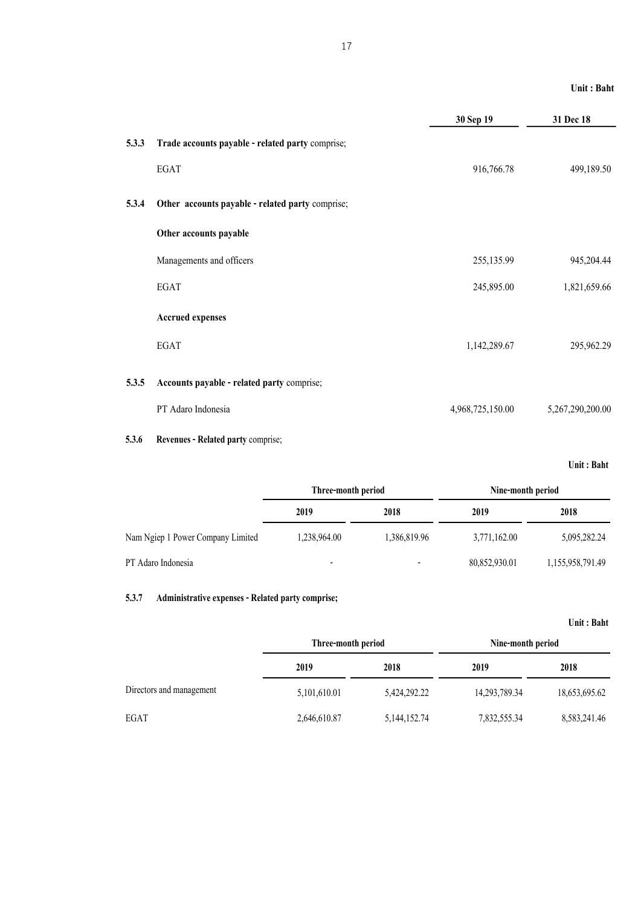Unit : Baht

| | | 30 Sep 19 | 31 Dec 18 |
|---|---|---|---|
| **5.3.3** | **Trade accounts payable - related party** comprise; | | |
| | EGAT | 916,766.78 | 499,189.50 |
| **5.3.4** | **Other accounts payable - related party** comprise; | | |
| | **Other accounts payable** | | |
| | Managements and officers | 255,135.99 | 945,204.44 |
| | EGAT | 245,895.00 | 1,821,659.66 |
| | **Accrued expenses** | | |
| | EGAT | 1,142,289.67 | 295,962.29 |
| **5.3.5** | **Accounts payable - related party** comprise; | | |
| | PT Adaro Indonesia | 4,968,725,150.00 | 5,267,290,200.00 |

**5.3.6 Revenues - Related party** comprise;

Unit : Baht

| | Three-month period | | Nine-month period | |
|---|---|---|---|---|
| | **2019** | **2018** | **2019** | **2018** |
| Nam Ngiep 1 Power Company Limited | 1,238,964.00 | 1,386,819.96 | 3,771,162.00 | 5,095,282.24 |
| PT Adaro Indonesia | - | - | 80,852,930.01 | 1,155,958,791.49 |

**5.3.7 Administrative expenses - Related party comprise;**

Unit : Baht

| | Three-month period | | Nine-month period | |
|---|---|---|---|---|
| | **2019** | **2018** | **2019** | **2018** |
| Directors and management | 5,101,610.01 | 5,424,292.22 | 14,293,789.34 | 18,653,695.62 |
| EGAT | 2,646,610.87 | 5,144,152.74 | 7,832,555.34 | 8,583,241.46 |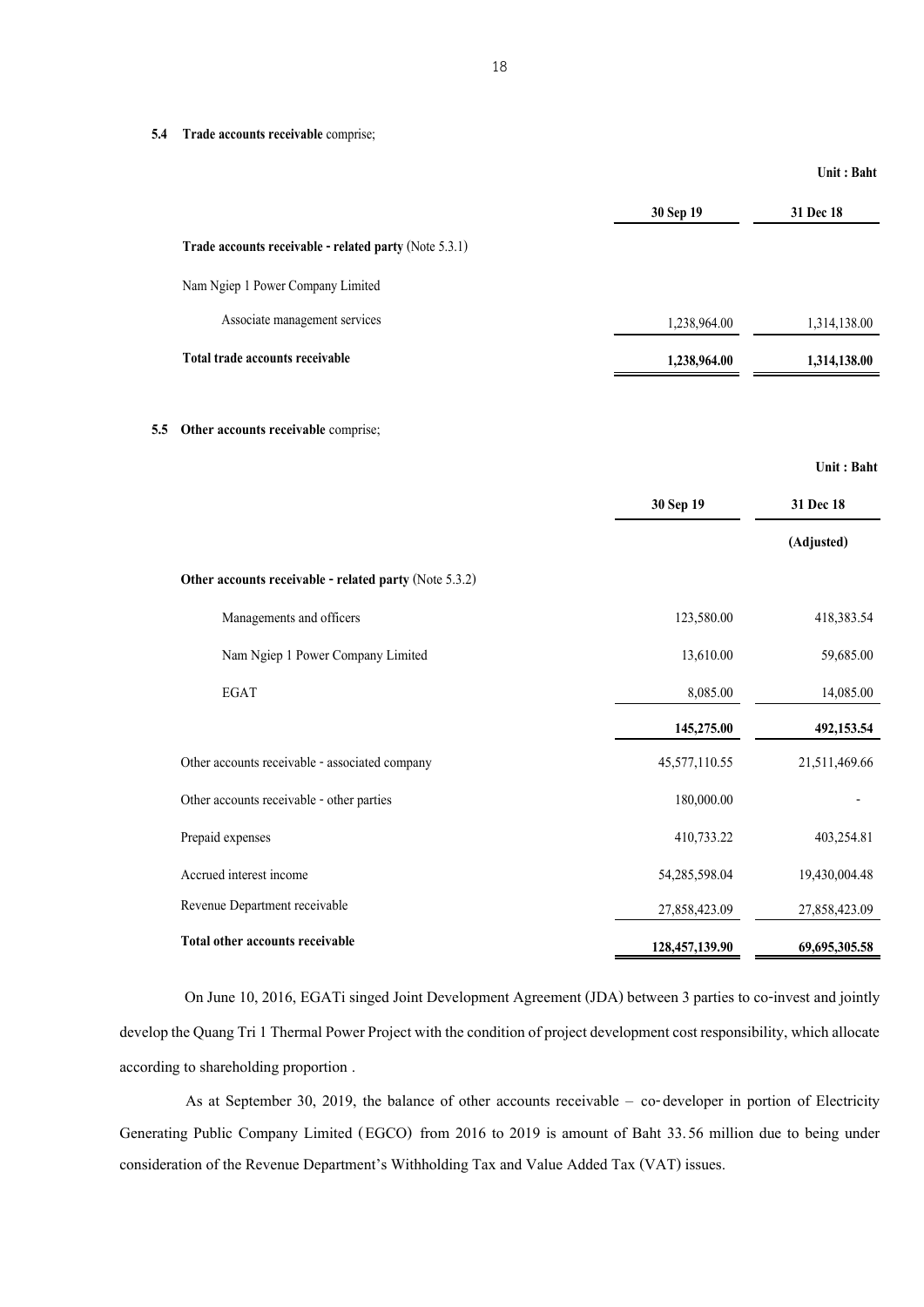**5.4 Trade accounts receivable** comprise;

| | 30 Sep 19 | 31 Dec 18 |
|---|---|---|
| | | **Unit : Baht** |
| **Trade accounts receivable - related party** (Note 5.3.1) | | |
| Nam Ngiep 1 Power Company Limited | | |
| Associate management services | 1,238,964.00 | 1,314,138.00 |
| **Total trade accounts receivable** | **1,238,964.00** | **1,314,138.00** |

**5.5 Other accounts receivable** comprise;

| | 30 Sep 19 | 31 Dec 18 (Adjusted) |
|---|---|---|
| | | **Unit : Baht** |
| **Other accounts receivable - related party** (Note 5.3.2) | | |
| Managements and officers | 123,580.00 | 418,383.54 |
| Nam Ngiep 1 Power Company Limited | 13,610.00 | 59,685.00 |
| EGAT | 8,085.00 | 14,085.00 |
| | **145,275.00** | **492,153.54** |
| Other accounts receivable - associated company | 45,577,110.55 | 21,511,469.66 |
| Other accounts receivable - other parties | 180,000.00 | - |
| Prepaid expenses | 410,733.22 | 403,254.81 |
| Accrued interest income | 54,285,598.04 | 19,430,004.48 |
| Revenue Department receivable | 27,858,423.09 | 27,858,423.09 |
| **Total other accounts receivable** | **128,457,139.90** | **69,695,305.58** |

On June 10, 2016, EGATi singed Joint Development Agreement (JDA) between 3 parties to co-invest and jointly develop the Quang Tri 1 Thermal Power Project with the condition of project development cost responsibility, which allocate according to shareholding proportion .

As at September 30, 2019, the balance of other accounts receivable – co-developer in portion of Electricity Generating Public Company Limited (EGCO) from 2016 to 2019 is amount of Baht 33.56 million due to being under consideration of the Revenue Department's Withholding Tax and Value Added Tax (VAT) issues.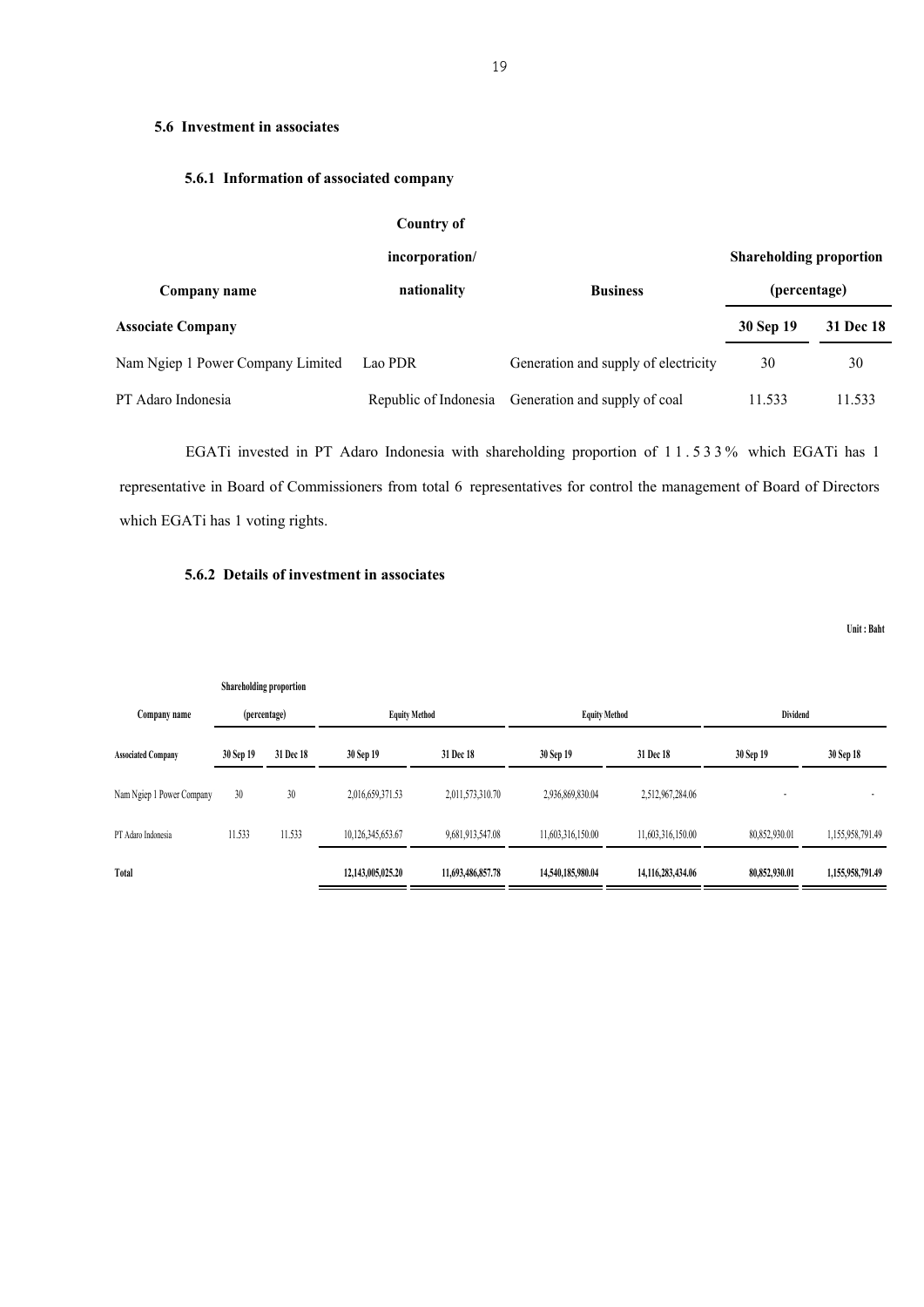### 5.6 Investment in associates

#### 5.6.1 Information of associated company

| Company name | Country of incorporation/ nationality | Business | Shareholding proportion (percentage) | |
|---|---|---|---|---|
| **Associate Company** | | | **30 Sep 19** | **31 Dec 18** |
| Nam Ngiep 1 Power Company Limited | Lao PDR | Generation and supply of electricity | 30 | 30 |
| PT Adaro Indonesia | Republic of Indonesia | Generation and supply of coal | 11.533 | 11.533 |

EGATi invested in PT Adaro Indonesia with shareholding proportion of 11.533% which EGATi has 1 representative in Board of Commissioners from total 6 representatives for control the management of Board of Directors which EGATi has 1 voting rights.

#### 5.6.2 Details of investment in associates

Unit : Baht

| Company name | Shareholding proportion (percentage) | | Equity Method | | Equity Method | | Dividend | |
|---|---|---|---|---|---|---|---|---|
| **Associated Company** | **30 Sep 19** | **31 Dec 18** | **30 Sep 19** | **31 Dec 18** | **30 Sep 19** | **31 Dec 18** | **30 Sep 19** | **30 Sep 18** |
| Nam Ngiep 1 Power Company | 30 | 30 | 2,016,659,371.53 | 2,011,573,310.70 | 2,936,869,830.04 | 2,512,967,284.06 | - | - |
| PT Adaro Indonesia | 11.533 | 11.533 | 10,126,345,653.67 | 9,681,913,547.08 | 11,603,316,150.00 | 11,603,316,150.00 | 80,852,930.01 | 1,155,958,791.49 |
| **Total** | | | **12,143,005,025.20** | **11,693,486,857.78** | **14,540,185,980.04** | **14,116,283,434.06** | **80,852,930.01** | **1,155,958,791.49** |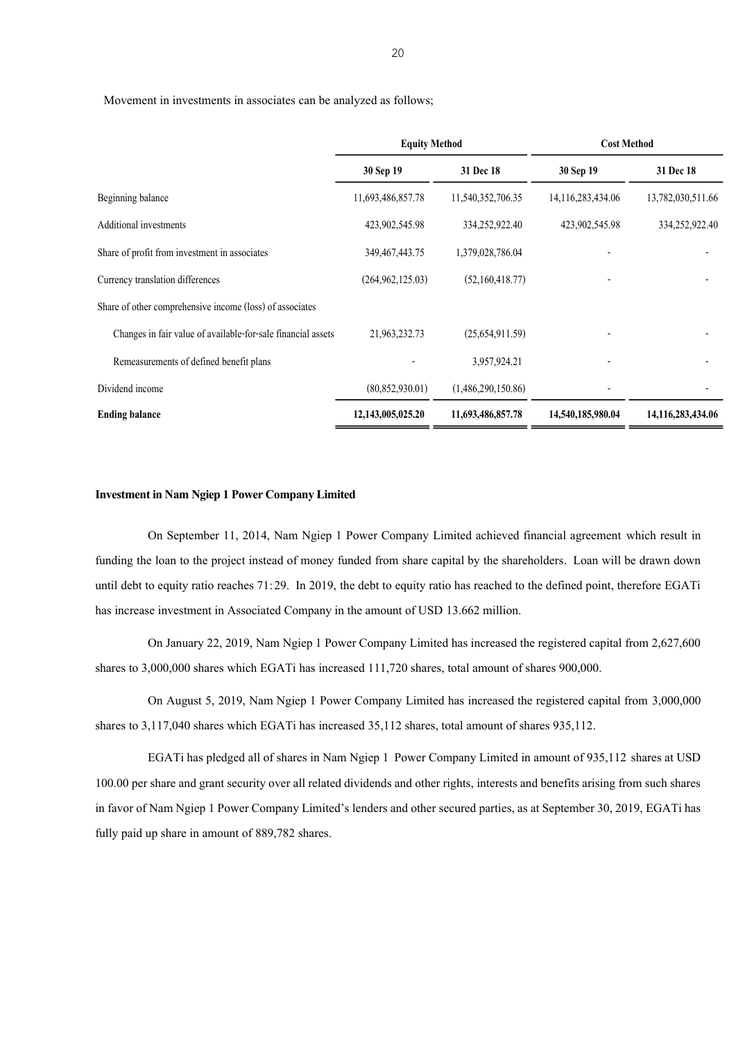Movement in investments in associates can be analyzed as follows;

| | Equity Method | | Cost Method | |
|---|---|---|---|---|
| | **30 Sep 19** | **31 Dec 18** | **30 Sep 19** | **31 Dec 18** |
| Beginning balance | 11,693,486,857.78 | 11,540,352,706.35 | 14,116,283,434.06 | 13,782,030,511.66 |
| Additional investments | 423,902,545.98 | 334,252,922.40 | 423,902,545.98 | 334,252,922.40 |
| Share of profit from investment in associates | 349,467,443.75 | 1,379,028,786.04 | - | - |
| Currency translation differences | (264,962,125.03) | (52,160,418.77) | - | - |
| Share of other comprehensive income (loss) of associates | | | | |
| Changes in fair value of available-for-sale financial assets | 21,963,232.73 | (25,654,911.59) | - | - |
| Remeasurements of defined benefit plans | - | 3,957,924.21 | - | - |
| Dividend income | (80,852,930.01) | (1,486,290,150.86) | - | - |
| **Ending balance** | **12,143,005,025.20** | **11,693,486,857.78** | **14,540,185,980.04** | **14,116,283,434.06** |

**Investment in Nam Ngiep 1 Power Company Limited**

On September 11, 2014, Nam Ngiep 1 Power Company Limited achieved financial agreement which result in funding the loan to the project instead of money funded from share capital by the shareholders. Loan will be drawn down until debt to equity ratio reaches 71:29. In 2019, the debt to equity ratio has reached to the defined point, therefore EGATi has increase investment in Associated Company in the amount of USD 13.662 million.

On January 22, 2019, Nam Ngiep 1 Power Company Limited has increased the registered capital from 2,627,600 shares to 3,000,000 shares which EGATi has increased 111,720 shares, total amount of shares 900,000.

On August 5, 2019, Nam Ngiep 1 Power Company Limited has increased the registered capital from 3,000,000 shares to 3,117,040 shares which EGATi has increased 35,112 shares, total amount of shares 935,112.

EGATi has pledged all of shares in Nam Ngiep 1 Power Company Limited in amount of 935,112 shares at USD 100.00 per share and grant security over all related dividends and other rights, interests and benefits arising from such shares in favor of Nam Ngiep 1 Power Company Limited's lenders and other secured parties, as at September 30, 2019, EGATi has fully paid up share in amount of 889,782 shares.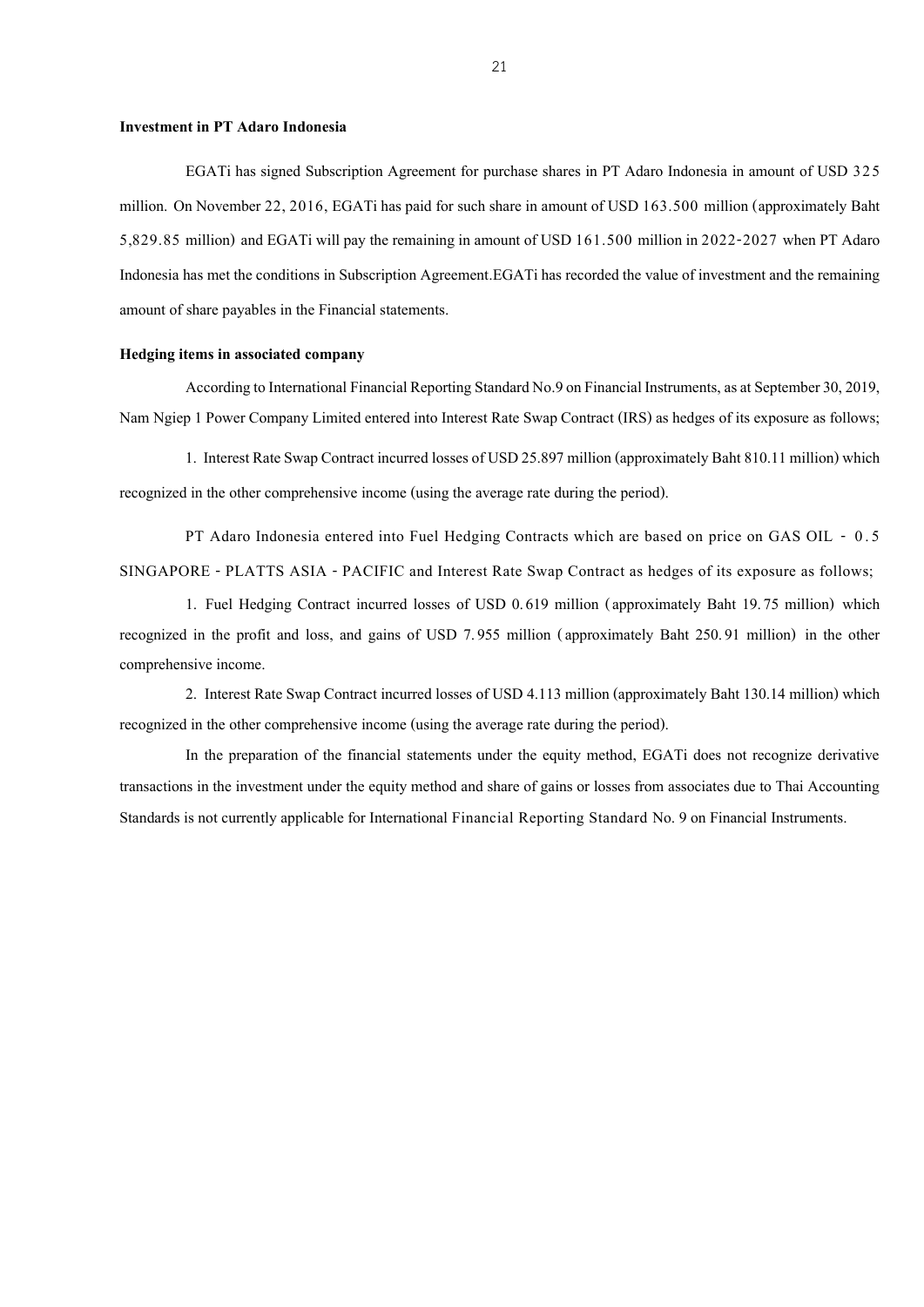**Investment in PT Adaro Indonesia**

EGATi has signed Subscription Agreement for purchase shares in PT Adaro Indonesia in amount of USD 325 million. On November 22, 2016, EGATi has paid for such share in amount of USD 163.500 million (approximately Baht 5,829.85 million) and EGATi will pay the remaining in amount of USD 161.500 million in 2022-2027 when PT Adaro Indonesia has met the conditions in Subscription Agreement.EGATi has recorded the value of investment and the remaining amount of share payables in the Financial statements.

**Hedging items in associated company**

According to International Financial Reporting Standard No.9 on Financial Instruments, as at September 30, 2019, Nam Ngiep 1 Power Company Limited entered into Interest Rate Swap Contract (IRS) as hedges of its exposure as follows;

1. Interest Rate Swap Contract incurred losses of USD 25.897 million (approximately Baht 810.11 million) which recognized in the other comprehensive income (using the average rate during the period).

PT Adaro Indonesia entered into Fuel Hedging Contracts which are based on price on GAS OIL - 0.5 SINGAPORE - PLATTS ASIA - PACIFIC and Interest Rate Swap Contract as hedges of its exposure as follows;

1. Fuel Hedging Contract incurred losses of USD 0.619 million (approximately Baht 19.75 million) which recognized in the profit and loss, and gains of USD 7.955 million (approximately Baht 250.91 million) in the other comprehensive income.

2. Interest Rate Swap Contract incurred losses of USD 4.113 million (approximately Baht 130.14 million) which recognized in the other comprehensive income (using the average rate during the period).

In the preparation of the financial statements under the equity method, EGATi does not recognize derivative transactions in the investment under the equity method and share of gains or losses from associates due to Thai Accounting Standards is not currently applicable for International Financial Reporting Standard No. 9 on Financial Instruments.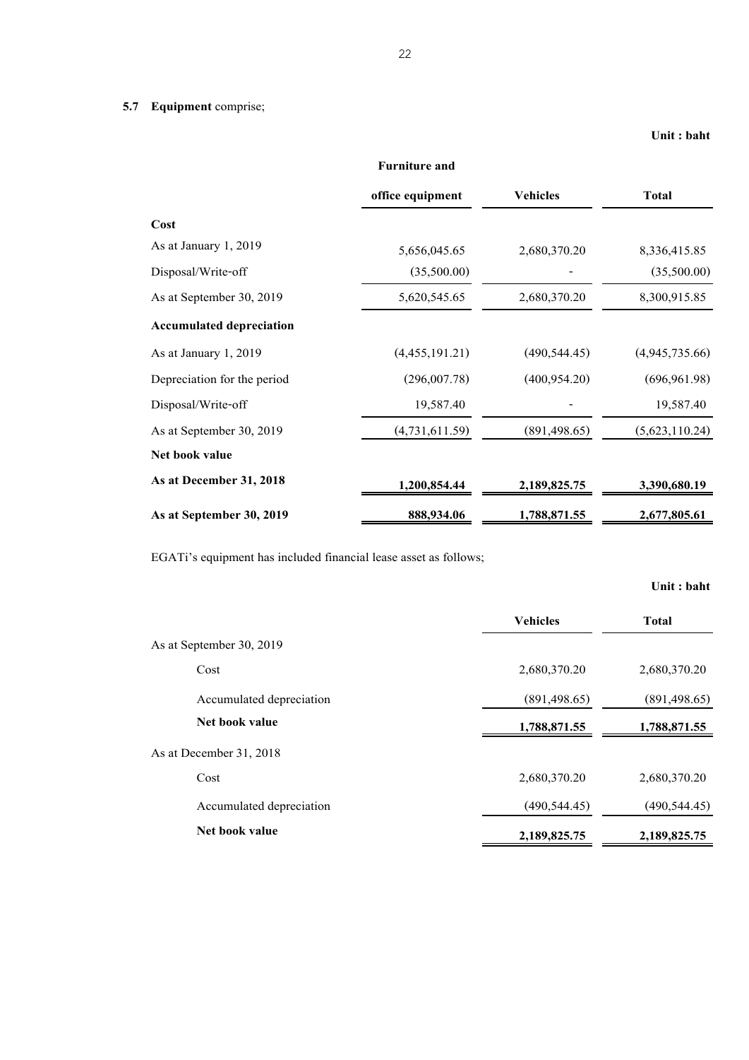**5.7 Equipment** comprise;

**Unit : baht**

| | Furniture and office equipment | Vehicles | Total |
|---|---|---|---|
| **Cost** | | | |
| As at January 1, 2019 | 5,656,045.65 | 2,680,370.20 | 8,336,415.85 |
| Disposal/Write-off | (35,500.00) | - | (35,500.00) |
| As at September 30, 2019 | 5,620,545.65 | 2,680,370.20 | 8,300,915.85 |
| **Accumulated depreciation** | | | |
| As at January 1, 2019 | (4,455,191.21) | (490,544.45) | (4,945,735.66) |
| Depreciation for the period | (296,007.78) | (400,954.20) | (696,961.98) |
| Disposal/Write-off | 19,587.40 | - | 19,587.40 |
| As at September 30, 2019 | (4,731,611.59) | (891,498.65) | (5,623,110.24) |
| **Net book value** | | | |
| **As at December 31, 2018** | **1,200,854.44** | **2,189,825.75** | **3,390,680.19** |
| **As at September 30, 2019** | **888,934.06** | **1,788,871.55** | **2,677,805.61** |

EGATi's equipment has included financial lease asset as follows;

**Unit : baht**

| | Vehicles | Total |
|---|---|---|
| As at September 30, 2019 | | |
| Cost | 2,680,370.20 | 2,680,370.20 |
| Accumulated depreciation | (891,498.65) | (891,498.65) |
| **Net book value** | **1,788,871.55** | **1,788,871.55** |
| As at December 31, 2018 | | |
| Cost | 2,680,370.20 | 2,680,370.20 |
| Accumulated depreciation | (490,544.45) | (490,544.45) |
| **Net book value** | **2,189,825.75** | **2,189,825.75** |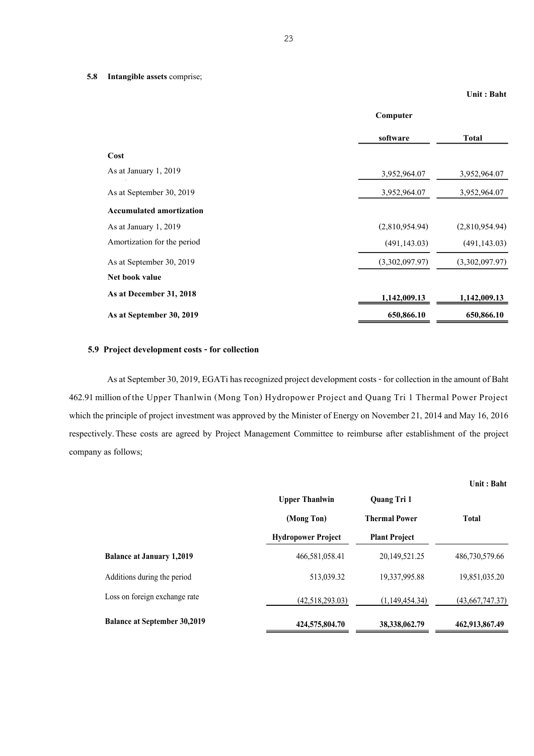### 5.8 Intangible assets comprise;

Unit : Baht

| | Computer software | Total |
|---|---|---|
| **Cost** | | |
| As at January 1, 2019 | 3,952,964.07 | 3,952,964.07 |
| As at September 30, 2019 | 3,952,964.07 | 3,952,964.07 |
| **Accumulated amortization** | | |
| As at January 1, 2019 | (2,810,954.94) | (2,810,954.94) |
| Amortization for the period | (491,143.03) | (491,143.03) |
| As at September 30, 2019 | (3,302,097.97) | (3,302,097.97) |
| **Net book value** | | |
| **As at December 31, 2018** | **1,142,009.13** | **1,142,009.13** |
| **As at September 30, 2019** | **650,866.10** | **650,866.10** |

### 5.9 Project development costs - for collection

As at September 30, 2019, EGATi has recognized project development costs - for collection in the amount of Baht 462.91 million of the Upper Thanlwin (Mong Ton) Hydropower Project and Quang Tri 1 Thermal Power Project which the principle of project investment was approved by the Minister of Energy on November 21, 2014 and May 16, 2016 respectively. These costs are agreed by Project Management Committee to reimburse after establishment of the project company as follows;

Unit : Baht

| | Upper Thanlwin (Mong Ton) Hydropower Project | Quang Tri 1 Thermal Power Plant Project | Total |
|---|---|---|---|
| **Balance at January 1,2019** | 466,581,058.41 | 20,149,521.25 | 486,730,579.66 |
| Additions during the period | 513,039.32 | 19,337,995.88 | 19,851,035.20 |
| Loss on foreign exchange rate | (42,518,293.03) | (1,149,454.34) | (43,667,747.37) |
| **Balance at September 30,2019** | **424,575,804.70** | **38,338,062.79** | **462,913,867.49** |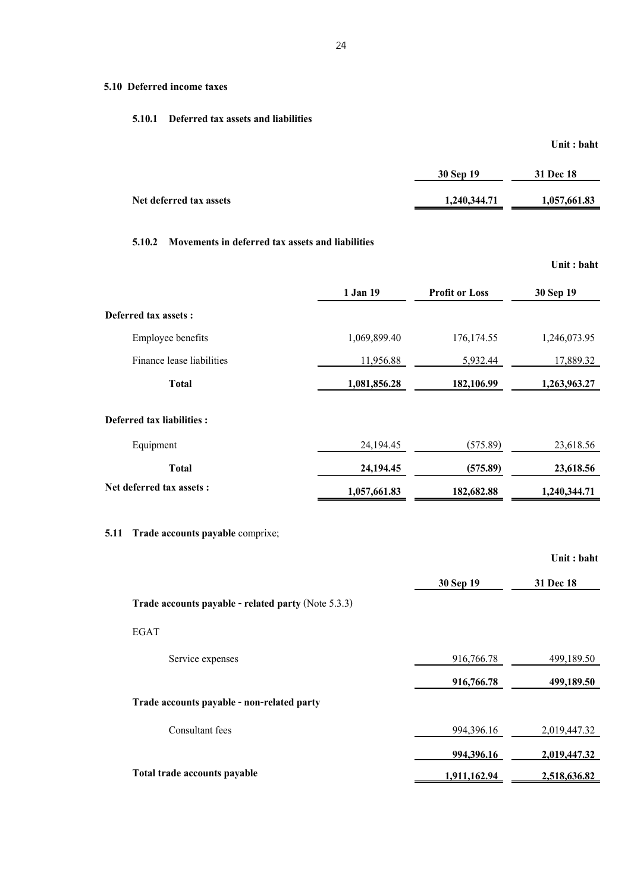### 5.10 Deferred income taxes

#### 5.10.1 Deferred tax assets and liabilities

Unit : baht

| | 30 Sep 19 | 31 Dec 18 |
|---|---|---|
| **Net deferred tax assets** | **1,240,344.71** | **1,057,661.83** |

#### 5.10.2 Movements in deferred tax assets and liabilities

Unit : baht

| | 1 Jan 19 | Profit or Loss | 30 Sep 19 |
|---|---|---|---|
| **Deferred tax assets :** | | | |
| Employee benefits | 1,069,899.40 | 176,174.55 | 1,246,073.95 |
| Finance lease liabilities | 11,956.88 | 5,932.44 | 17,889.32 |
| **Total** | **1,081,856.28** | **182,106.99** | **1,263,963.27** |
| **Deferred tax liabilities :** | | | |
| Equipment | 24,194.45 | (575.89) | 23,618.56 |
| **Total** | **24,194.45** | **(575.89)** | **23,618.56** |
| **Net deferred tax assets :** | **1,057,661.83** | **182,682.88** | **1,240,344.71** |

### 5.11 **Trade accounts payable** comprixe;

Unit : baht

| | 30 Sep 19 | 31 Dec 18 |
|---|---|---|
| **Trade accounts payable - related party** (Note 5.3.3) | | |
| EGAT | | |
| Service expenses | 916,766.78 | 499,189.50 |
| | **916,766.78** | **499,189.50** |
| **Trade accounts payable - non-related party** | | |
| Consultant fees | 994,396.16 | 2,019,447.32 |
| | **994,396.16** | **2,019,447.32** |
| **Total trade accounts payable** | **1,911,162.94** | **2,518,636.82** |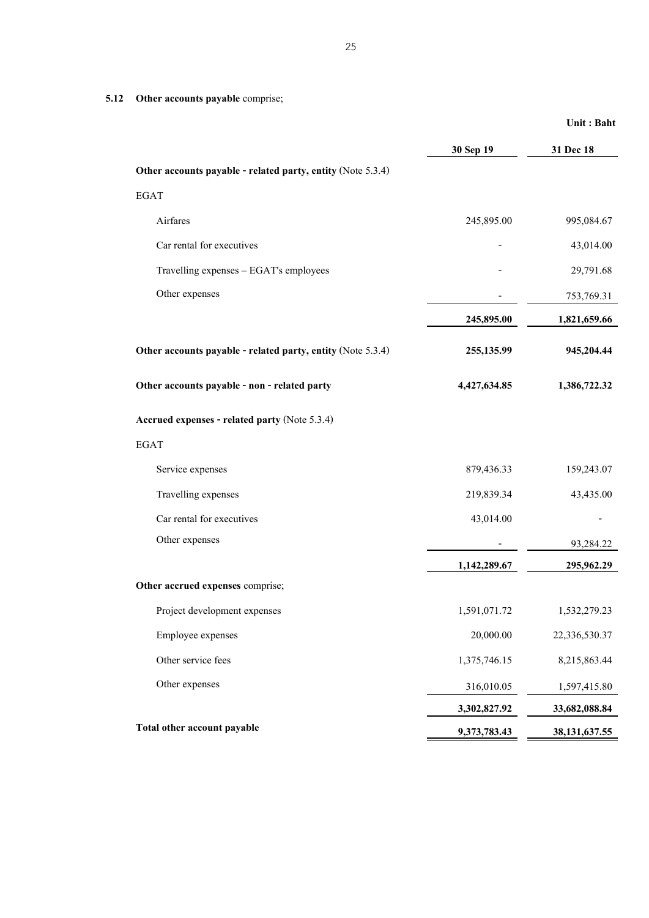**5.12 Other accounts payable** comprise;

**Unit : Baht**

| | 30 Sep 19 | 31 Dec 18 |
|---|---|---|
| **Other accounts payable - related party, entity** (Note 5.3.4) | | |
| EGAT | | |
| Airfares | 245,895.00 | 995,084.67 |
| Car rental for executives | - | 43,014.00 |
| Travelling expenses – EGAT's employees | - | 29,791.68 |
| Other expenses | - | 753,769.31 |
| | **245,895.00** | **1,821,659.66** |
| **Other accounts payable - related party, entity** (Note 5.3.4) | **255,135.99** | **945,204.44** |
| **Other accounts payable - non - related party** | **4,427,634.85** | **1,386,722.32** |
| **Accrued expenses - related party** (Note 5.3.4) | | |
| EGAT | | |
| Service expenses | 879,436.33 | 159,243.07 |
| Travelling expenses | 219,839.34 | 43,435.00 |
| Car rental for executives | 43,014.00 | - |
| Other expenses | - | 93,284.22 |
| | **1,142,289.67** | **295,962.29** |
| **Other accrued expenses** comprise; | | |
| Project development expenses | 1,591,071.72 | 1,532,279.23 |
| Employee expenses | 20,000.00 | 22,336,530.37 |
| Other service fees | 1,375,746.15 | 8,215,863.44 |
| Other expenses | 316,010.05 | 1,597,415.80 |
| | **3,302,827.92** | **33,682,088.84** |
| **Total other account payable** | **9,373,783.43** | **38,131,637.55** |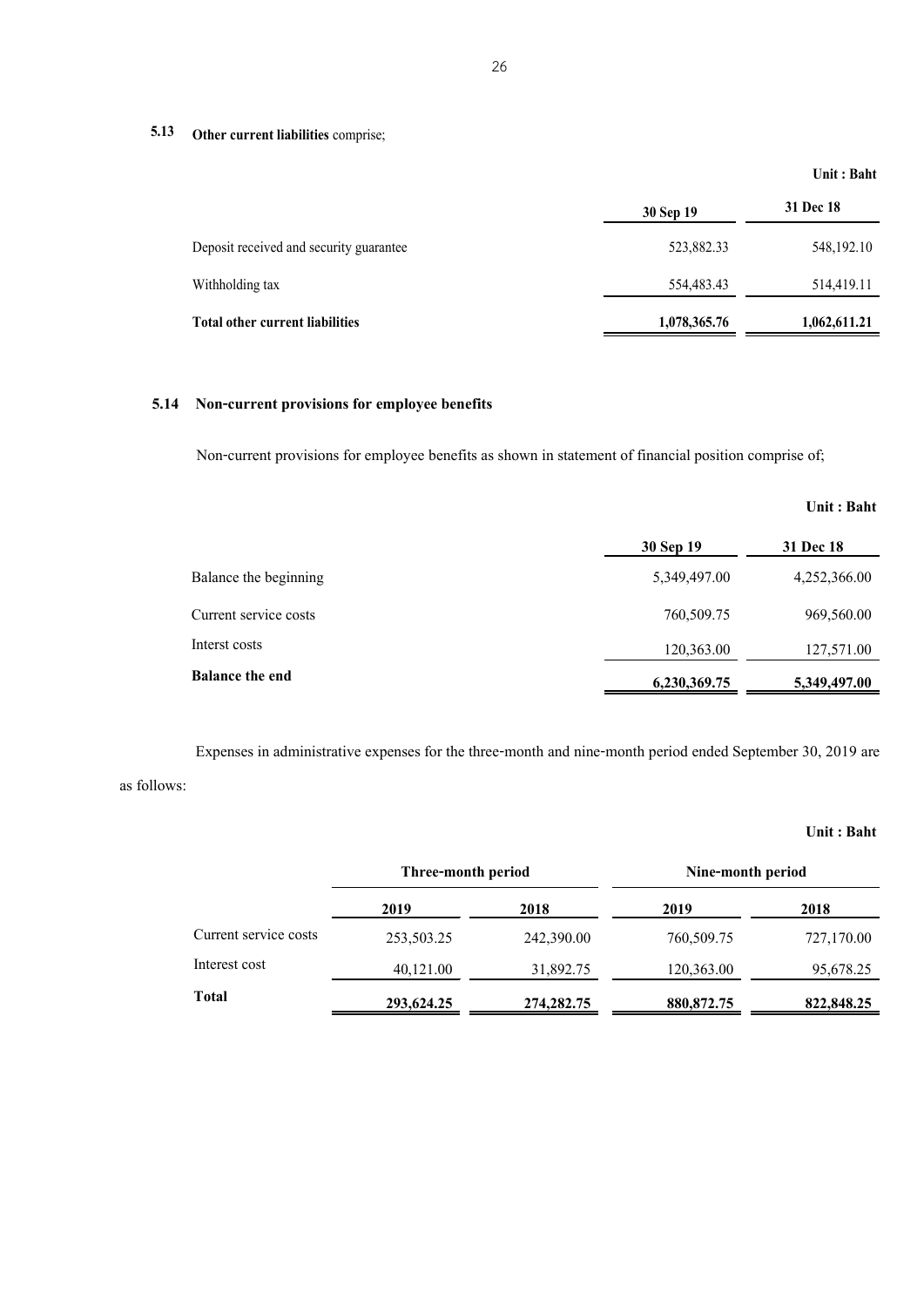**5.13 Other current liabilities** comprise;

| | 30 Sep 19 | 31 Dec 18 |
|---|---|---|
| | | **Unit : Baht** |
| Deposit received and security guarantee | 523,882.33 | 548,192.10 |
| Withholding tax | 554,483.43 | 514,419.11 |
| **Total other current liabilities** | **1,078,365.76** | **1,062,611.21** |

**5.14 Non-current provisions for employee benefits**

Non-current provisions for employee benefits as shown in statement of financial position comprise of;

| | 30 Sep 19 | 31 Dec 18 |
|---|---|---|
| | | **Unit : Baht** |
| Balance the beginning | 5,349,497.00 | 4,252,366.00 |
| Current service costs | 760,509.75 | 969,560.00 |
| Interst costs | 120,363.00 | 127,571.00 |
| **Balance the end** | **6,230,369.75** | **5,349,497.00** |

Expenses in administrative expenses for the three-month and nine-month period ended September 30, 2019 are as follows:

**Unit : Baht**

| | Three-month period | | Nine-month period | |
|---|---|---|---|---|
| | **2019** | **2018** | **2019** | **2018** |
| Current service costs | 253,503.25 | 242,390.00 | 760,509.75 | 727,170.00 |
| Interest cost | 40,121.00 | 31,892.75 | 120,363.00 | 95,678.25 |
| **Total** | **293,624.25** | **274,282.75** | **880,872.75** | **822,848.25** |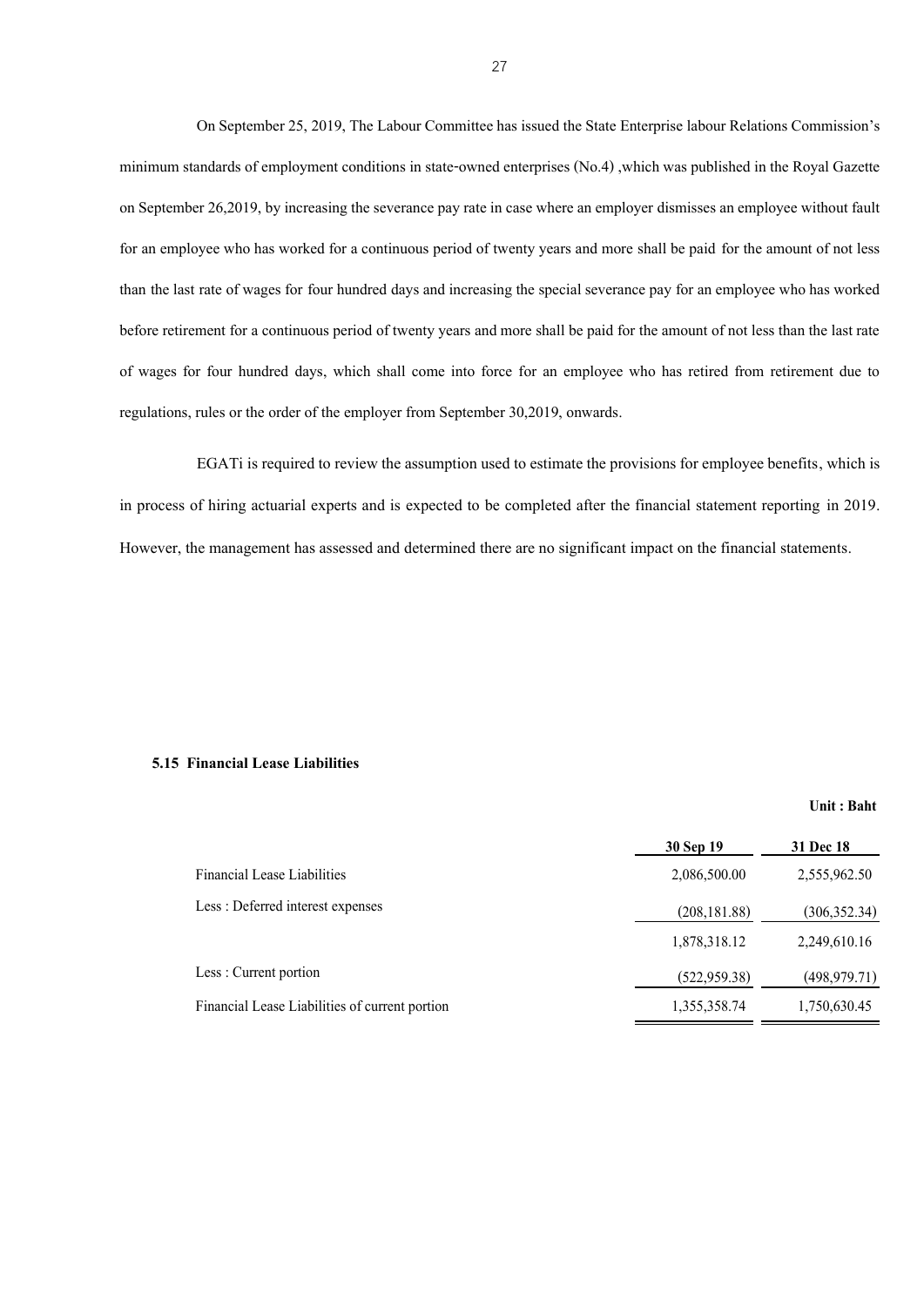On September 25, 2019, The Labour Committee has issued the State Enterprise labour Relations Commission's minimum standards of employment conditions in state-owned enterprises (No.4) ,which was published in the Royal Gazette on September 26,2019, by increasing the severance pay rate in case where an employer dismisses an employee without fault for an employee who has worked for a continuous period of twenty years and more shall be paid for the amount of not less than the last rate of wages for four hundred days and increasing the special severance pay for an employee who has worked before retirement for a continuous period of twenty years and more shall be paid for the amount of not less than the last rate of wages for four hundred days, which shall come into force for an employee who has retired from retirement due to regulations, rules or the order of the employer from September 30,2019, onwards.

EGATi is required to review the assumption used to estimate the provisions for employee benefits, which is in process of hiring actuarial experts and is expected to be completed after the financial statement reporting in 2019. However, the management has assessed and determined there are no significant impact on the financial statements.

**5.15 Financial Lease Liabilities**

**Unit : Baht**

| | **30 Sep 19** | **31 Dec 18** |
|---|---|---|
| Financial Lease Liabilities | 2,086,500.00 | 2,555,962.50 |
| Less : Deferred interest expenses | (208,181.88) | (306,352.34) |
| | 1,878,318.12 | 2,249,610.16 |
| Less : Current portion | (522,959.38) | (498,979.71) |
| Financial Lease Liabilities of current portion | 1,355,358.74 | 1,750,630.45 |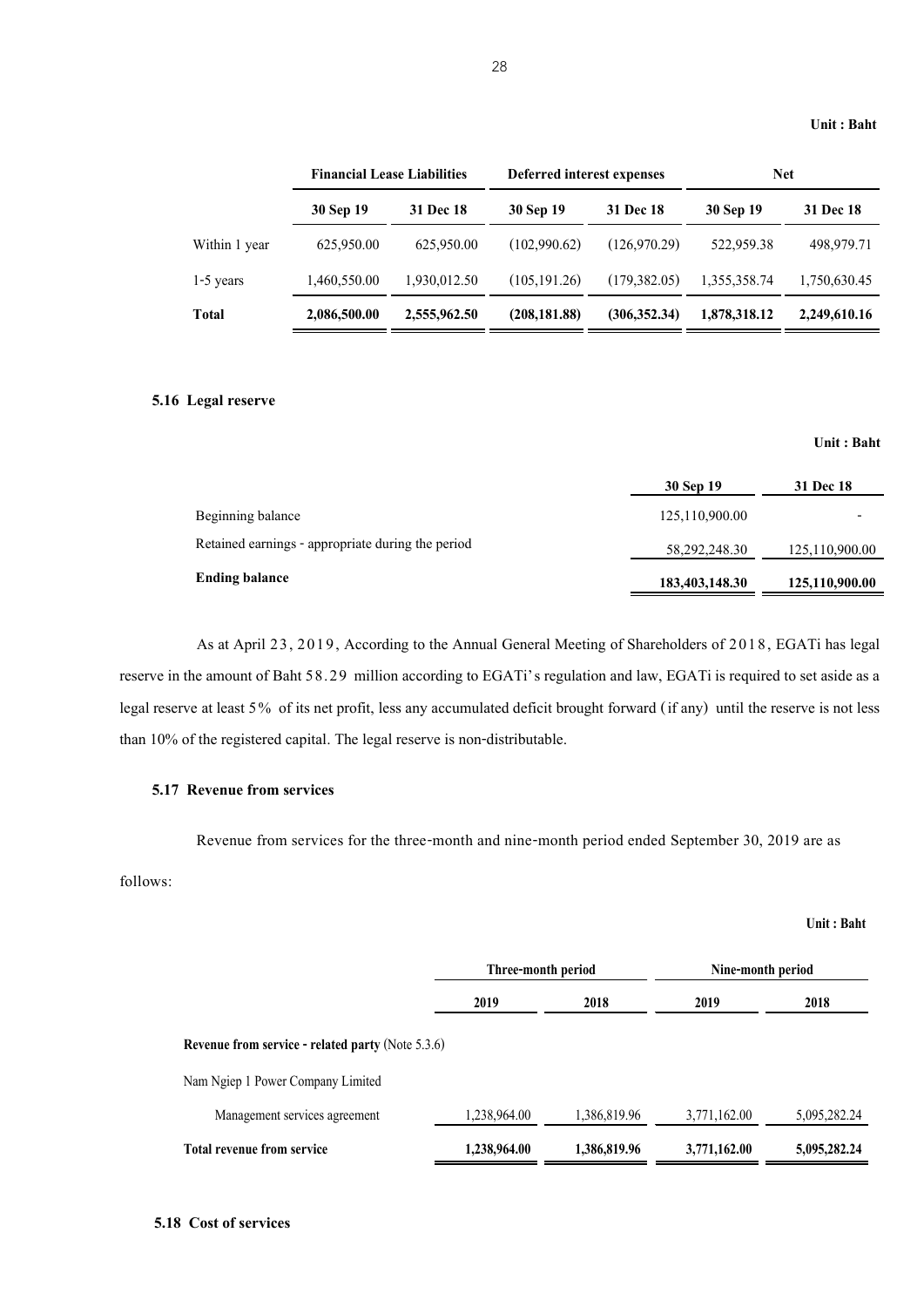Unit : Baht

| | Financial Lease Liabilities | | Deferred interest expenses | | Net | |
|---|---|---|---|---|---|---|
| | 30 Sep 19 | 31 Dec 18 | 30 Sep 19 | 31 Dec 18 | 30 Sep 19 | 31 Dec 18 |
| Within 1 year | 625,950.00 | 625,950.00 | (102,990.62) | (126,970.29) | 522,959.38 | 498,979.71 |
| 1-5 years | 1,460,550.00 | 1,930,012.50 | (105,191.26) | (179,382.05) | 1,355,358.74 | 1,750,630.45 |
| **Total** | **2,086,500.00** | **2,555,962.50** | **(208,181.88)** | **(306,352.34)** | **1,878,318.12** | **2,249,610.16** |

### 5.16 Legal reserve

Unit : Baht

| | 30 Sep 19 | 31 Dec 18 |
|---|---|---|
| Beginning balance | 125,110,900.00 | - |
| Retained earnings - appropriate during the period | 58,292,248.30 | 125,110,900.00 |
| **Ending balance** | **183,403,148.30** | **125,110,900.00** |

As at April 23, 2019, According to the Annual General Meeting of Shareholders of 2018, EGATi has legal reserve in the amount of Baht 58.29 million according to EGATi's regulation and law, EGATi is required to set aside as a legal reserve at least 5% of its net profit, less any accumulated deficit brought forward (if any) until the reserve is not less than 10% of the registered capital. The legal reserve is non-distributable.

### 5.17 Revenue from services

Revenue from services for the three-month and nine-month period ended September 30, 2019 are as follows:

Unit : Baht

| | Three-month period | | Nine-month period | |
|---|---|---|---|---|
| | 2019 | 2018 | 2019 | 2018 |
| **Revenue from service - related party** (Note 5.3.6) | | | | |
| Nam Ngiep 1 Power Company Limited | | | | |
| Management services agreement | 1,238,964.00 | 1,386,819.96 | 3,771,162.00 | 5,095,282.24 |
| **Total revenue from service** | **1,238,964.00** | **1,386,819.96** | **3,771,162.00** | **5,095,282.24** |

### 5.18 Cost of services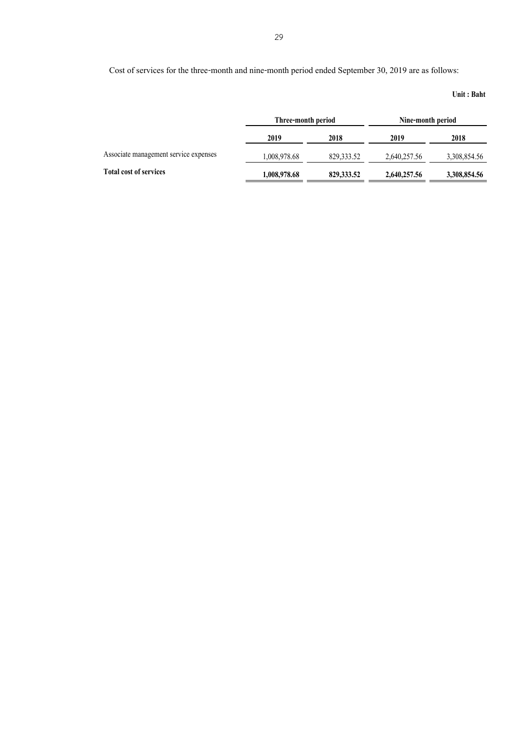Cost of services for the three-month and nine-month period ended September 30, 2019 are as follows:

**Unit : Baht**

| | Three-month period | | Nine-month period | |
|---|---|---|---|---|
| | **2019** | **2018** | **2019** | **2018** |
| Associate management service expenses | 1,008,978.68 | 829,333.52 | 2,640,257.56 | 3,308,854.56 |
| **Total cost of services** | **1,008,978.68** | **829,333.52** | **2,640,257.56** | **3,308,854.56** |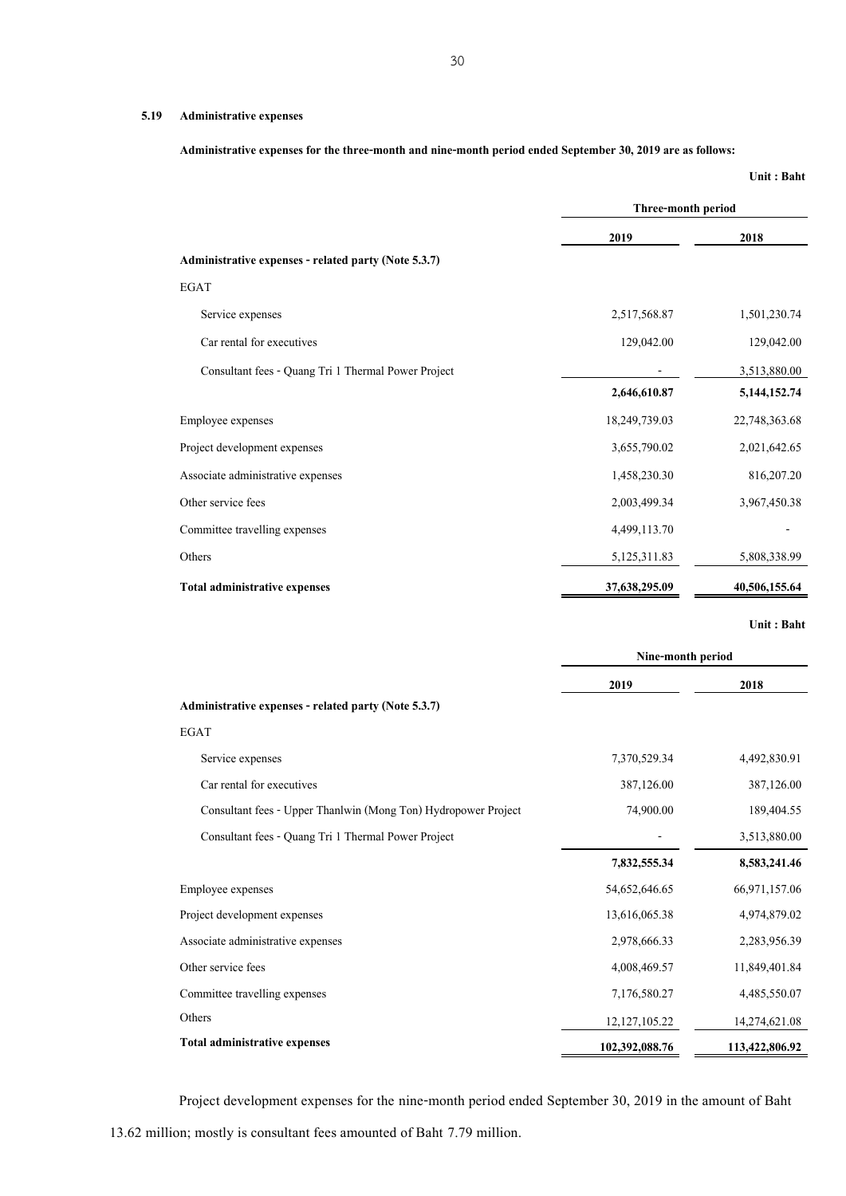### 5.19 Administrative expenses

**Administrative expenses for the three-month and nine-month period ended September 30, 2019 are as follows:**

**Unit : Baht**

| | Three-month period | |
|---|---|---|
| | **2019** | **2018** |
| **Administrative expenses - related party (Note 5.3.7)** | | |
| EGAT | | |
| Service expenses | 2,517,568.87 | 1,501,230.74 |
| Car rental for executives | 129,042.00 | 129,042.00 |
| Consultant fees - Quang Tri 1 Thermal Power Project | - | 3,513,880.00 |
| | **2,646,610.87** | **5,144,152.74** |
| Employee expenses | 18,249,739.03 | 22,748,363.68 |
| Project development expenses | 3,655,790.02 | 2,021,642.65 |
| Associate administrative expenses | 1,458,230.30 | 816,207.20 |
| Other service fees | 2,003,499.34 | 3,967,450.38 |
| Committee travelling expenses | 4,499,113.70 | - |
| Others | 5,125,311.83 | 5,808,338.99 |
| **Total administrative expenses** | **37,638,295.09** | **40,506,155.64** |

**Unit : Baht**

| | Nine-month period | |
|---|---|---|
| | **2019** | **2018** |
| **Administrative expenses - related party (Note 5.3.7)** | | |
| EGAT | | |
| Service expenses | 7,370,529.34 | 4,492,830.91 |
| Car rental for executives | 387,126.00 | 387,126.00 |
| Consultant fees - Upper Thanlwin (Mong Ton) Hydropower Project | 74,900.00 | 189,404.55 |
| Consultant fees - Quang Tri 1 Thermal Power Project | - | 3,513,880.00 |
| | **7,832,555.34** | **8,583,241.46** |
| Employee expenses | 54,652,646.65 | 66,971,157.06 |
| Project development expenses | 13,616,065.38 | 4,974,879.02 |
| Associate administrative expenses | 2,978,666.33 | 2,283,956.39 |
| Other service fees | 4,008,469.57 | 11,849,401.84 |
| Committee travelling expenses | 7,176,580.27 | 4,485,550.07 |
| Others | 12,127,105.22 | 14,274,621.08 |
| **Total administrative expenses** | **102,392,088.76** | **113,422,806.92** |

Project development expenses for the nine-month period ended September 30, 2019 in the amount of Baht 13.62 million; mostly is consultant fees amounted of Baht 7.79 million.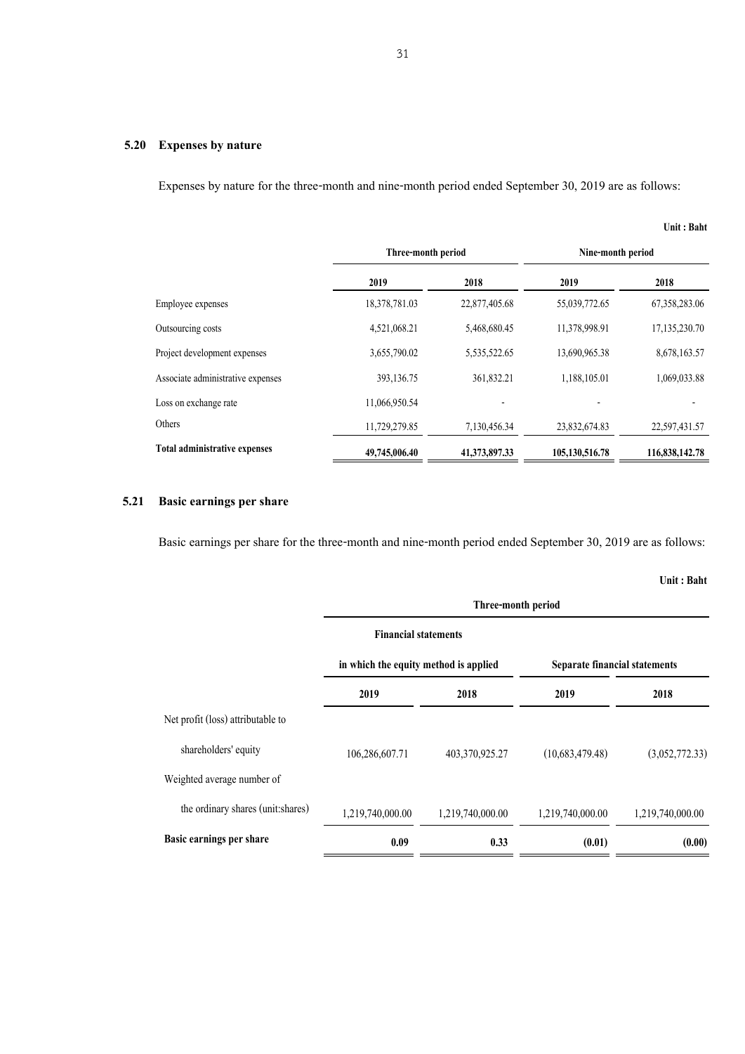## 5.20 Expenses by nature

Expenses by nature for the three-month and nine-month period ended September 30, 2019 are as follows:

**Unit : Baht**

| | Three-month period | | Nine-month period | |
|---|---|---|---|---|
| | **2019** | **2018** | **2019** | **2018** |
| Employee expenses | 18,378,781.03 | 22,877,405.68 | 55,039,772.65 | 67,358,283.06 |
| Outsourcing costs | 4,521,068.21 | 5,468,680.45 | 11,378,998.91 | 17,135,230.70 |
| Project development expenses | 3,655,790.02 | 5,535,522.65 | 13,690,965.38 | 8,678,163.57 |
| Associate administrative expenses | 393,136.75 | 361,832.21 | 1,188,105.01 | 1,069,033.88 |
| Loss on exchange rate | 11,066,950.54 | - | - | - |
| Others | 11,729,279.85 | 7,130,456.34 | 23,832,674.83 | 22,597,431.57 |
| **Total administrative expenses** | **49,745,006.40** | **41,373,897.33** | **105,130,516.78** | **116,838,142.78** |

## 5.21 Basic earnings per share

Basic earnings per share for the three-month and nine-month period ended September 30, 2019 are as follows:

**Unit : Baht**

| | Three-month period | | | |
|---|---|---|---|---|
| | Financial statements in which the equity method is applied | | Separate financial statements | |
| | **2019** | **2018** | **2019** | **2018** |
| Net profit (loss) attributable to shareholders' equity | 106,286,607.71 | 403,370,925.27 | (10,683,479.48) | (3,052,772.33) |
| Weighted average number of the ordinary shares (unit:shares) | 1,219,740,000.00 | 1,219,740,000.00 | 1,219,740,000.00 | 1,219,740,000.00 |
| **Basic earnings per share** | **0.09** | **0.33** | **(0.01)** | **(0.00)** |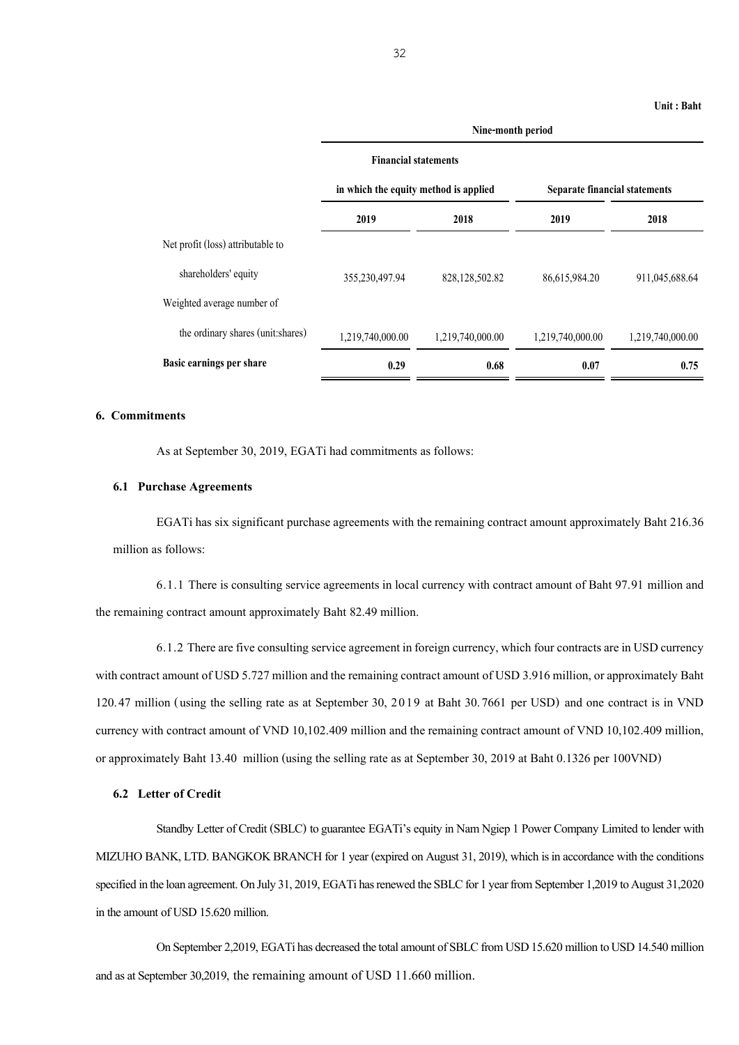Unit : Baht

| | Nine-month period | | | |
|---|---|---|---|---|
| | Financial statements in which the equity method is applied | | Separate financial statements | |
| | 2019 | 2018 | 2019 | 2018 |
| Net profit (loss) attributable to shareholders' equity | 355,230,497.94 | 828,128,502.82 | 86,615,984.20 | 911,045,688.64 |
| Weighted average number of the ordinary shares (unit:shares) | 1,219,740,000.00 | 1,219,740,000.00 | 1,219,740,000.00 | 1,219,740,000.00 |
| **Basic earnings per share** | **0.29** | **0.68** | **0.07** | **0.75** |

## 6. Commitments

As at September 30, 2019, EGATi had commitments as follows:

### 6.1 Purchase Agreements

EGATi has six significant purchase agreements with the remaining contract amount approximately Baht 216.36 million as follows:

6.1.1 There is consulting service agreements in local currency with contract amount of Baht 97.91 million and the remaining contract amount approximately Baht 82.49 million.

6.1.2 There are five consulting service agreement in foreign currency, which four contracts are in USD currency with contract amount of USD 5.727 million and the remaining contract amount of USD 3.916 million, or approximately Baht 120.47 million (using the selling rate as at September 30, 2019 at Baht 30.7661 per USD) and one contract is in VND currency with contract amount of VND 10,102.409 million and the remaining contract amount of VND 10,102.409 million, or approximately Baht 13.40 million (using the selling rate as at September 30, 2019 at Baht 0.1326 per 100VND)

### 6.2 Letter of Credit

Standby Letter of Credit (SBLC) to guarantee EGATi's equity in Nam Ngiep 1 Power Company Limited to lender with MIZUHO BANK, LTD. BANGKOK BRANCH for 1 year (expired on August 31, 2019), which is in accordance with the conditions specified in the loan agreement. On July 31, 2019, EGATi has renewed the SBLC for 1 year from September 1,2019 to August 31,2020 in the amount of USD 15.620 million.

On September 2,2019, EGATi has decreased the total amount of SBLC from USD 15.620 million to USD 14.540 million and as at September 30,2019, the remaining amount of USD 11.660 million.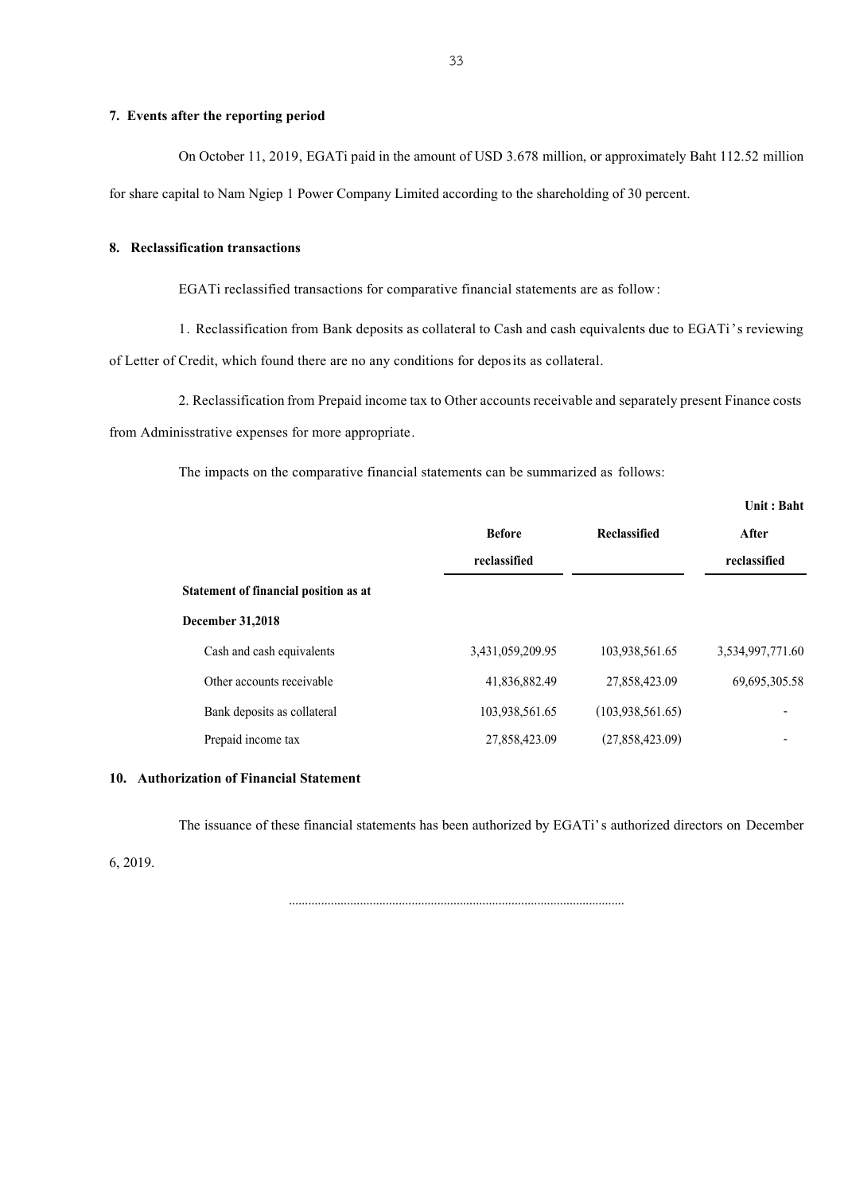## 7. Events after the reporting period

On October 11, 2019, EGATi paid in the amount of USD 3.678 million, or approximately Baht 112.52 million for share capital to Nam Ngiep 1 Power Company Limited according to the shareholding of 30 percent.

## 8. Reclassification transactions

EGATi reclassified transactions for comparative financial statements are as follow:

1. Reclassification from Bank deposits as collateral to Cash and cash equivalents due to EGATi's reviewing of Letter of Credit, which found there are no any conditions for deposits as collateral.

2. Reclassification from Prepaid income tax to Other accounts receivable and separately present Finance costs from Administrative expenses for more appropriate.

The impacts on the comparative financial statements can be summarized as follows:

**Unit : Baht**

| | Before reclassified | Reclassified | After reclassified |
|---|---|---|---|
| **Statement of financial position as at December 31,2018** | | | |
| Cash and cash equivalents | 3,431,059,209.95 | 103,938,561.65 | 3,534,997,771.60 |
| Other accounts receivable | 41,836,882.49 | 27,858,423.09 | 69,695,305.58 |
| Bank deposits as collateral | 103,938,561.65 | (103,938,561.65) | - |
| Prepaid income tax | 27,858,423.09 | (27,858,423.09) | - |

## 10. Authorization of Financial Statement

The issuance of these financial statements has been authorized by EGATi's authorized directors on December 6, 2019.

..........................................................................................................